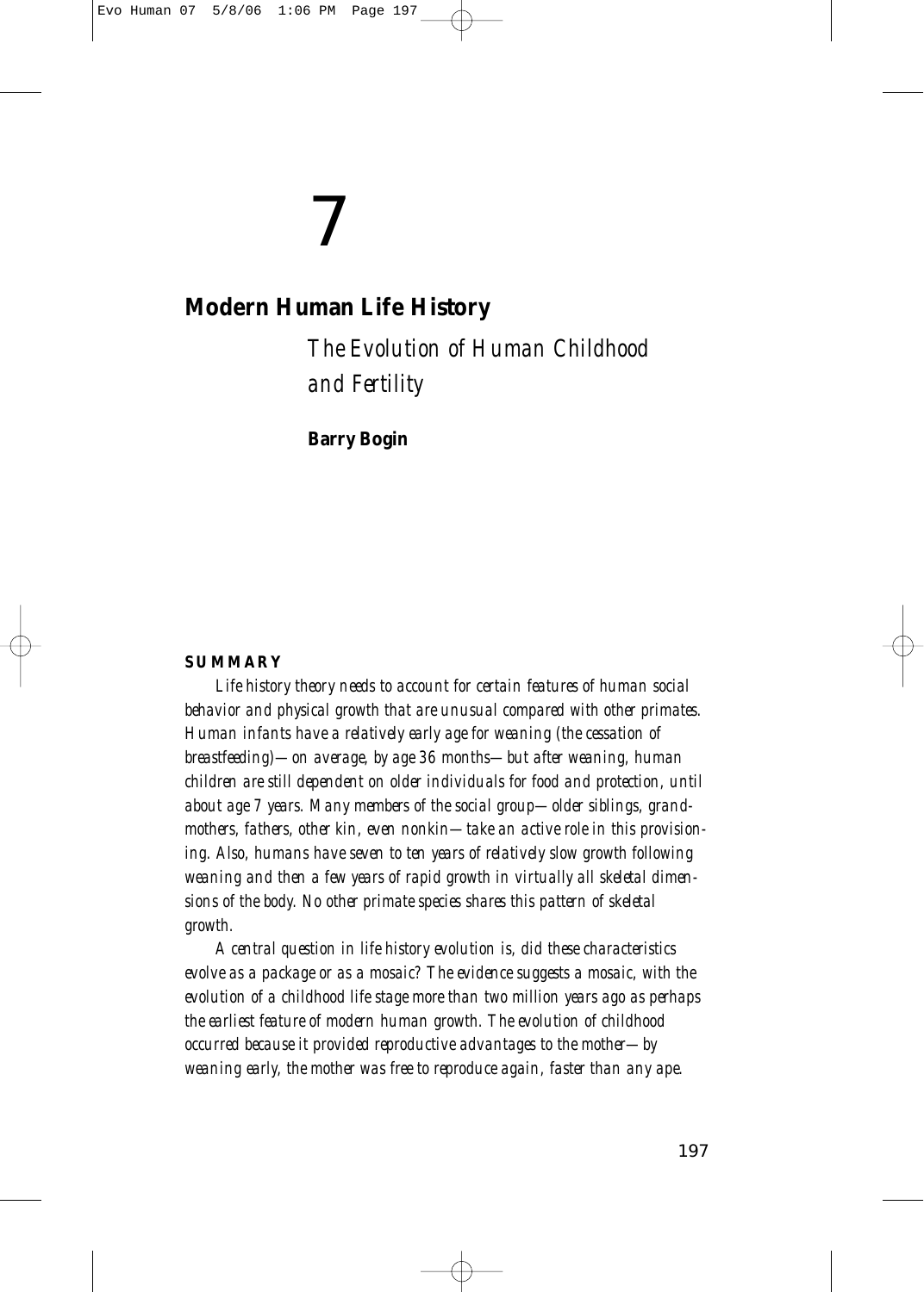# 7

## Modern Human Life History

*The Evolution of Human Childhood and Fertility*

**Barry Bogin**

**SUMMARY**

*Life history theory needs to account for certain features of human social behavior and physical growth that are unusual compared with other primates. Human infants have a relatively early age for weaning (the cessation of breastfeeding)—on average, by age 36 months—but after weaning, human children are still dependent on older individuals for food and protection, until about age 7 years. Many members of the social group—older siblings, grandmothers, fathers, other kin, even nonkin—take an active role in this provisioning. Also, humans have seven to ten years of relatively slow growth following weaning and then a few years of rapid growth in virtually all skeletal dimensions of the body. No other primate species shares this pattern of skeletal growth.*

*A central question in life history evolution is, did these characteristics evolve as a package or as a mosaic? The evidence suggests a mosaic, with the evolution of a childhood life stage more than two million years ago as perhaps the earliest feature of modern human growth. The evolution of childhood occurred because it provided reproductive advantages to the mother—by weaning early, the mother was free to reproduce again, faster than any ape.*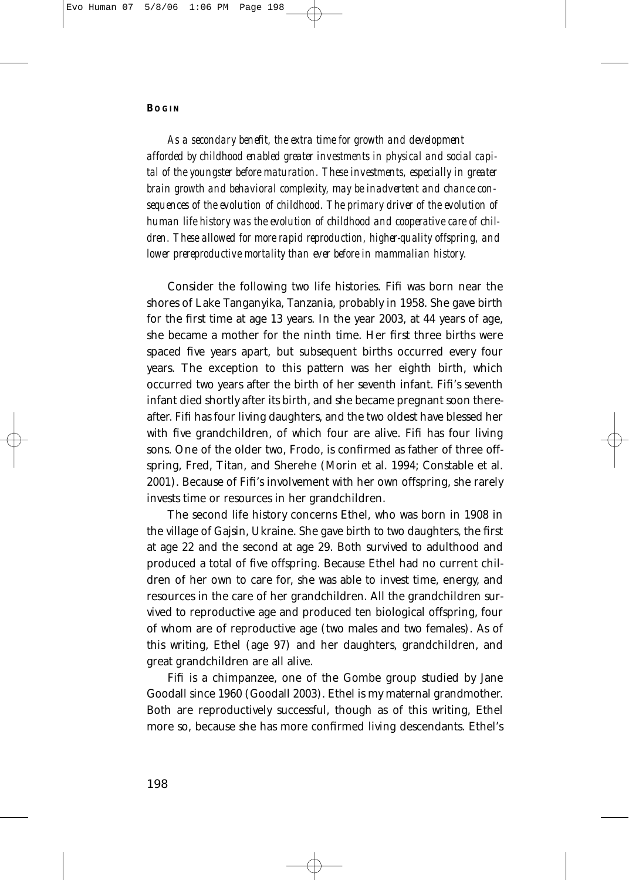*As a secondary benefit, the extra time for growth and development afforded by childhood enabled greater investments in physical and social capital of the youngster before maturation. These investments, especially in greater brain growth and behavioral complexity, may be inadvertent and chance consequences of the evolution of childhood. The primary driver of the evolution of human life history was the evolution of childhood and cooperative care of children. These allowed for more rapid reproduction, higher-quality offspring, and lower prereproductive mortality than ever before in mammalian history.*

Consider the following two life histories. Fifi was born near the shores of Lake Tanganyika, Tanzania, probably in 1958. She gave birth for the first time at age 13 years. In the year 2003, at 44 years of age, she became a mother for the ninth time. Her first three births were spaced five years apart, but subsequent births occurred every four years. The exception to this pattern was her eighth birth, which occurred two years after the birth of her seventh infant. Fifi's seventh infant died shortly after its birth, and she became pregnant soon thereafter. Fifi has four living daughters, and the two oldest have blessed her with five grandchildren, of which four are alive. Fifi has four living sons. One of the older two, Frodo, is confirmed as father of three offspring, Fred, Titan, and Sherehe (Morin et al. 1994; Constable et al. 2001). Because of Fifi's involvement with her own offspring, she rarely invests time or resources in her grandchildren.

The second life history concerns Ethel, who was born in 1908 in the village of Gajsin, Ukraine. She gave birth to two daughters, the first at age 22 and the second at age 29. Both survived to adulthood and produced a total of five offspring. Because Ethel had no current children of her own to care for, she was able to invest time, energy, and resources in the care of her grandchildren. All the grandchildren survived to reproductive age and produced ten biological offspring, four of whom are of reproductive age (two males and two females). As of this writing, Ethel (age 97) and her daughters, grandchildren, and great grandchildren are all alive.

Fifi is a chimpanzee, one of the Gombe group studied by Jane Goodall since 1960 (Goodall 2003). Ethel is my maternal grandmother. Both are reproductively successful, though as of this writing, Ethel more so, because she has more confirmed living descendants. Ethel's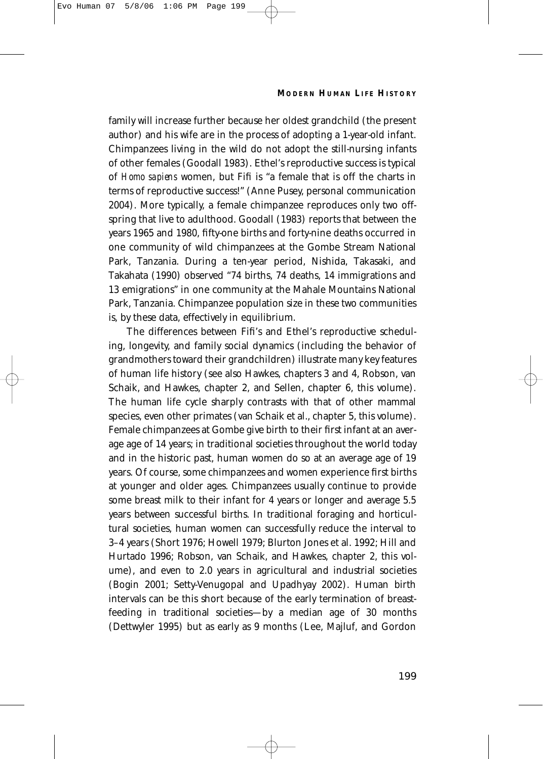family will increase further because her oldest grandchild (the present author) and his wife are in the process of adopting a 1-year-old infant. Chimpanzees living in the wild do not adopt the still-nursing infants of other females (Goodall 1983). Ethel's reproductive success is typical of *Homo sapiens* women, but Fifi is "a female that is off the charts in terms of reproductive success!" (Anne Pusey, personal communication 2004). More typically, a female chimpanzee reproduces only two offspring that live to adulthood. Goodall (1983) reports that between the years 1965 and 1980, fifty-one births and forty-nine deaths occurred in one community of wild chimpanzees at the Gombe Stream National Park, Tanzania. During a ten-year period, Nishida, Takasaki, and Takahata (1990) observed "74 births, 74 deaths, 14 immigrations and 13 emigrations" in one community at the Mahale Mountains National Park, Tanzania. Chimpanzee population size in these two communities is, by these data, effectively in equilibrium.

The differences between Fifi's and Ethel's reproductive scheduling, longevity, and family social dynamics (including the behavior of grandmothers toward their grandchildren) illustrate many key features of human life history (see also Hawkes, chapters 3 and 4, Robson, van Schaik, and Hawkes, chapter 2, and Sellen, chapter 6, this volume). The human life cycle sharply contrasts with that of other mammal species, even other primates (van Schaik et al., chapter 5, this volume). Female chimpanzees at Gombe give birth to their first infant at an average age of 14 years; in traditional societies throughout the world today and in the historic past, human women do so at an average age of 19 years. Of course, some chimpanzees and women experience first births at younger and older ages. Chimpanzees usually continue to provide some breast milk to their infant for 4 years or longer and average 5.5 years between successful births. In traditional foraging and horticultural societies, human women can successfully reduce the interval to 3–4 years (Short 1976; Howell 1979; Blurton Jones et al. 1992; Hill and Hurtado 1996; Robson, van Schaik, and Hawkes, chapter 2, this volume), and even to 2.0 years in agricultural and industrial societies (Bogin 2001; Setty-Venugopal and Upadhyay 2002). Human birth intervals can be this short because of the early termination of breastfeeding in traditional societies—by a median age of 30 months (Dettwyler 1995) but as early as 9 months (Lee, Majluf, and Gordon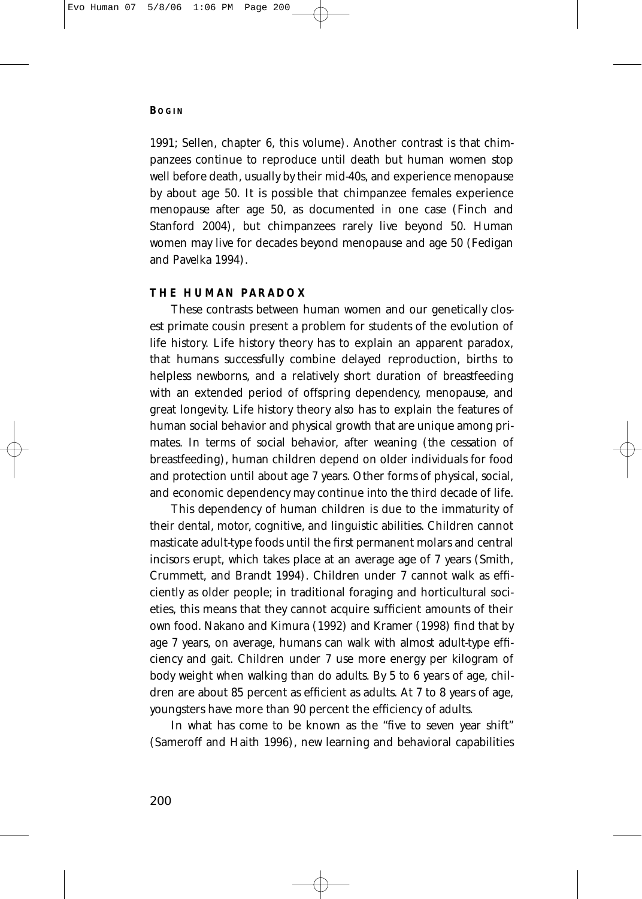1991; Sellen, chapter 6, this volume). Another contrast is that chimpanzees continue to reproduce until death but human women stop well before death, usually by their mid-40s, and experience menopause by about age 50. It is possible that chimpanzee females experience menopause after age 50, as documented in one case (Finch and Stanford 2004), but chimpanzees rarely live beyond 50. Human women may live for decades beyond menopause and age 50 (Fedigan and Pavelka 1994).

## THE HUMAN PARADOX

These contrasts between human women and our genetically closest primate cousin present a problem for students of the evolution of life history. Life history theory has to explain an apparent paradox, that humans successfully combine delayed reproduction, births to helpless newborns, and a relatively short duration of breastfeeding with an extended period of offspring dependency, menopause, and great longevity. Life history theory also has to explain the features of human social behavior and physical growth that are unique among primates. In terms of social behavior, after weaning (the cessation of breastfeeding), human children depend on older individuals for food and protection until about age 7 years. Other forms of physical, social, and economic dependency may continue into the third decade of life.

This dependency of human children is due to the immaturity of their dental, motor, cognitive, and linguistic abilities. Children cannot masticate adult-type foods until the first permanent molars and central incisors erupt, which takes place at an average age of 7 years (Smith, Crummett, and Brandt 1994). Children under 7 cannot walk as efficiently as older people; in traditional foraging and horticultural societies, this means that they cannot acquire sufficient amounts of their own food. Nakano and Kimura (1992) and Kramer (1998) find that by age 7 years, on average, humans can walk with almost adult-type efficiency and gait. Children under 7 use more energy per kilogram of body weight when walking than do adults. By 5 to 6 years of age, children are about 85 percent as efficient as adults. At 7 to 8 years of age, youngsters have more than 90 percent the efficiency of adults.

In what has come to be known as the "five to seven year shift" (Sameroff and Haith 1996), new learning and behavioral capabilities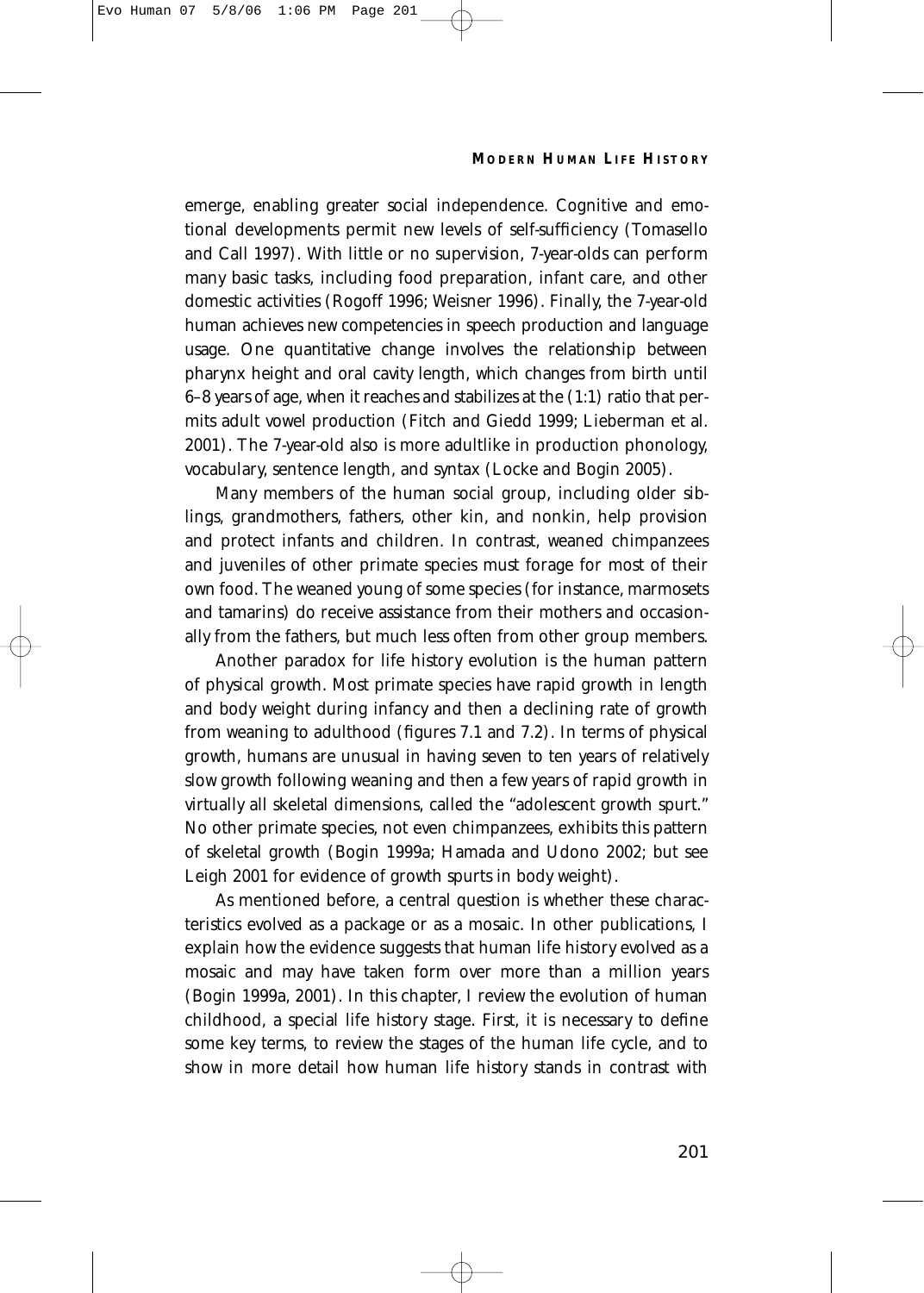emerge, enabling greater social independence. Cognitive and emotional developments permit new levels of self-sufficiency (Tomasello and Call 1997). With little or no supervision, 7-year-olds can perform many basic tasks, including food preparation, infant care, and other domestic activities (Rogoff 1996; Weisner 1996). Finally, the 7-year-old human achieves new competencies in speech production and language usage. One quantitative change involves the relationship between pharynx height and oral cavity length, which changes from birth until 6–8 years of age, when it reaches and stabilizes at the (1:1) ratio that permits adult vowel production (Fitch and Giedd 1999; Lieberman et al. 2001). The 7-year-old also is more adultlike in production phonology, vocabulary, sentence length, and syntax (Locke and Bogin 2005).

Many members of the human social group, including older siblings, grandmothers, fathers, other kin, and nonkin, help provision and protect infants and children. In contrast, weaned chimpanzees and juveniles of other primate species must forage for most of their own food. The weaned young of some species (for instance, marmosets and tamarins) do receive assistance from their mothers and occasionally from the fathers, but much less often from other group members.

Another paradox for life history evolution is the human pattern of physical growth. Most primate species have rapid growth in length and body weight during infancy and then a declining rate of growth from weaning to adulthood (figures 7.1 and 7.2). In terms of physical growth, humans are unusual in having seven to ten years of relatively slow growth following weaning and then a few years of rapid growth in virtually all skeletal dimensions, called the "adolescent growth spurt." No other primate species, not even chimpanzees, exhibits this pattern of skeletal growth (Bogin 1999a; Hamada and Udono 2002; but see Leigh 2001 for evidence of growth spurts in body weight).

As mentioned before, a central question is whether these characteristics evolved as a package or as a mosaic. In other publications, I explain how the evidence suggests that human life history evolved as a mosaic and may have taken form over more than a million years (Bogin 1999a, 2001). In this chapter, I review the evolution of human childhood, a special life history stage. First, it is necessary to define some key terms, to review the stages of the human life cycle, and to show in more detail how human life history stands in contrast with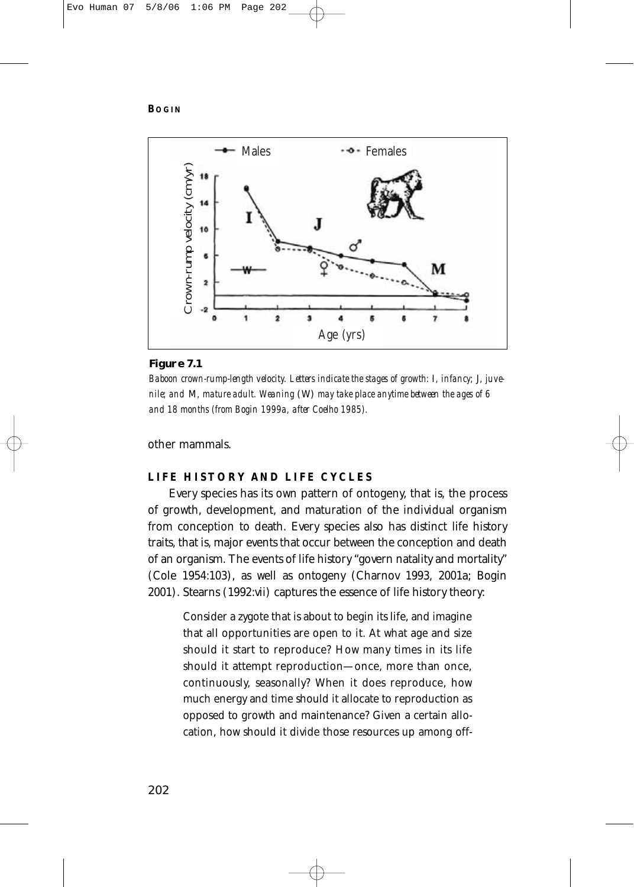**Figure 7.1**

*Baboon crown-rump-length velocity. Letters indicate the stages of growth:* I, *infancy;* J, *juvenile; and* M, *mature adult. Weaning* (W) *may take place anytime between the ages of 6 and 18 months (from Bogin 1999a, after Coelho 1985).*

other mammals.

## LIFE HISTORY AND LIFE CYCLES

Every species has its own pattern of ontogeny, that is, the process of growth, development, and maturation of the individual organism from conception to death. Every species also has distinct life history traits, that is, major events that occur between the conception and death of an organism. The events of life history "govern natality and mortality" (Cole 1954:103), as well as ontogeny (Charnov 1993, 2001a; Bogin 2001). Stearns (1992:vii) captures the essence of life history theory:

> Consider a zygote that is about to begin its life, and imagine that all opportunities are open to it. At what age and size should it start to reproduce? How many times in its life should it attempt reproduction—once, more than once, continuously, seasonally? When it does reproduce, how much energy and time should it allocate to reproduction as opposed to growth and maintenance? Given a certain allocation, how should it divide those resources up among off-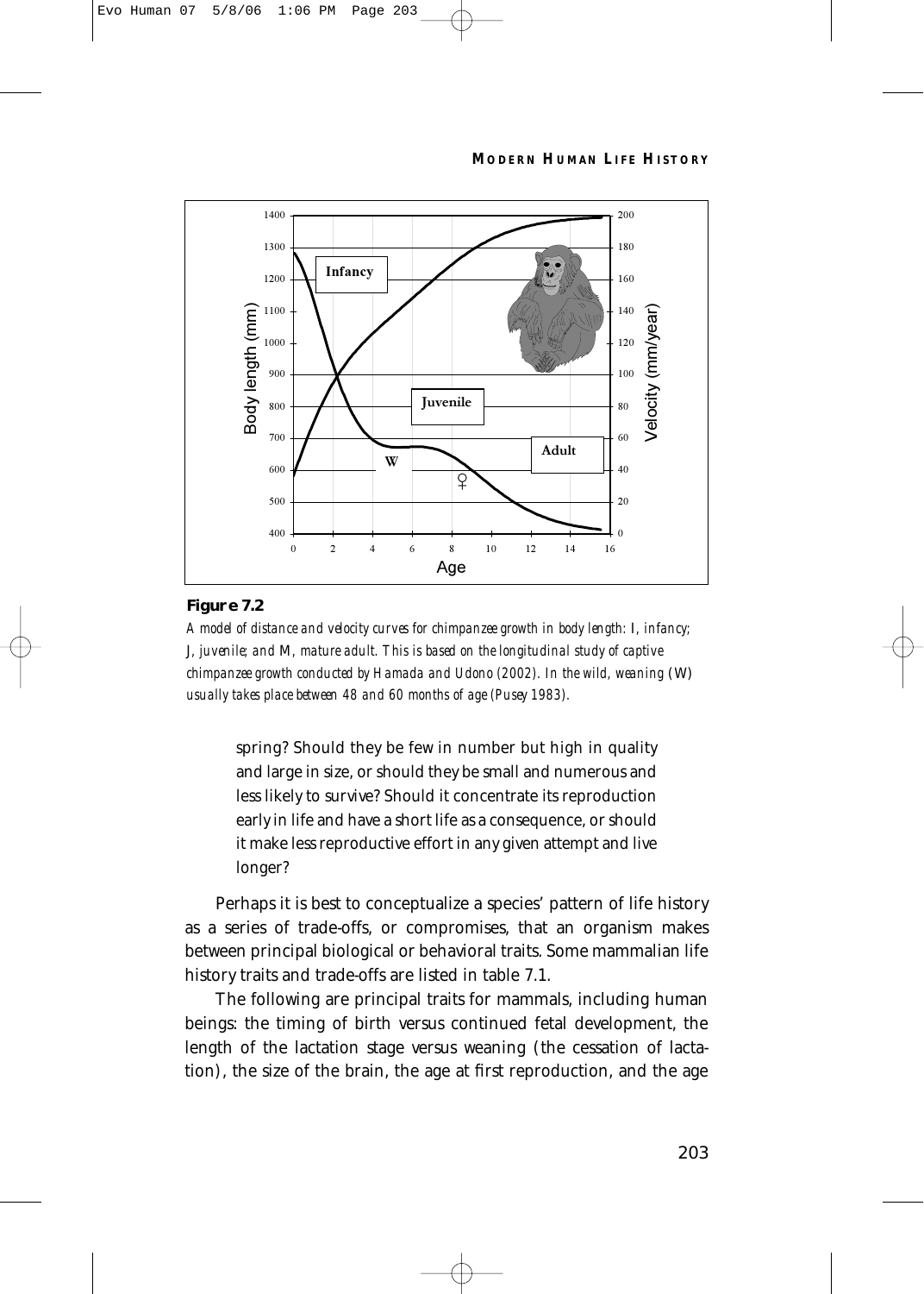**Figure 7.2**

*A model of distance and velocity curves for chimpanzee growth in body length: I, infancy; J, juvenile; and M, mature adult. This is based on the longitudinal study of captive chimpanzee growth conducted by Hamada and Udono (2002). In the wild, weaning (W) usually takes place between 48 and 60 months of age (Pusey 1983).*

> spring? Should they be few in number but high in quality and large in size, or should they be small and numerous and less likely to survive? Should it concentrate its reproduction early in life and have a short life as a consequence, or should it make less reproductive effort in any given attempt and live longer?

Perhaps it is best to conceptualize a species' pattern of life history as a series of trade-offs, or compromises, that an organism makes between principal biological or behavioral traits. Some mammalian life history traits and trade-offs are listed in table 7.1.

The following are principal traits for mammals, including human beings: the timing of birth versus continued fetal development, the length of the lactation stage versus weaning (the cessation of lactation), the size of the brain, the age at first reproduction, and the age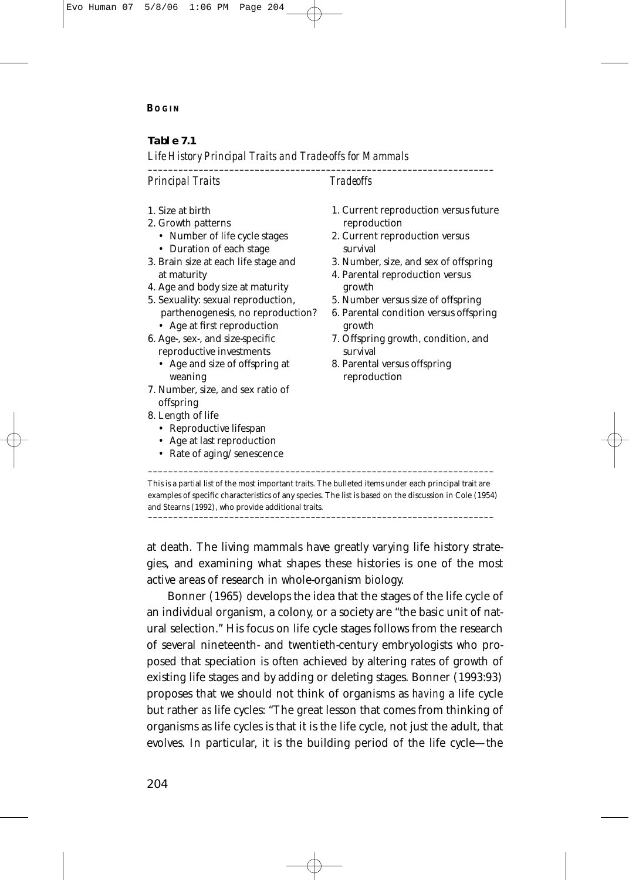**Table 7.1**

*Life History Principal Traits and Trade-offs for Mammals*

| *Principal Traits* | *Tradeoffs* |
|---|---|
| 1. Size at birth | 1. Current reproduction versus future reproduction |
| 2. Growth patterns<br>• Number of life cycle stages<br>• Duration of each stage | 2. Current reproduction versus survival |
| 3. Brain size at each life stage and at maturity | 3. Number, size, and sex of offspring |
| 4. Age and body size at maturity | 4. Parental reproduction versus growth |
| 5. Sexuality: sexual reproduction, parthenogenesis, no reproduction?<br>• Age at first reproduction | 5. Number versus size of offspring |
| 6. Age-, sex-, and size-specific reproductive investments<br>• Age and size of offspring at weaning | 6. Parental condition versus offspring growth |
| 7. Number, size, and sex ratio of offspring | 7. Offspring growth, condition, and survival |
| 8. Length of life<br>• Reproductive lifespan<br>• Age at last reproduction<br>• Rate of aging/senescence | 8. Parental versus offspring reproduction |

This is a partial list of the most important traits. The bulleted items under each principal trait are examples of specific characteristics of any species. The list is based on the discussion in Cole (1954) and Stearns (1992), who provide additional traits.

at death. The living mammals have greatly varying life history strategies, and examining what shapes these histories is one of the most active areas of research in whole-organism biology.

Bonner (1965) develops the idea that the stages of the life cycle of an individual organism, a colony, or a society are "the basic unit of natural selection." His focus on life cycle stages follows from the research of several nineteenth- and twentieth-century embryologists who proposed that speciation is often achieved by altering rates of growth of existing life stages and by adding or deleting stages. Bonner (1993:93) proposes that we should not think of organisms as *having* a life cycle but rather *as* life cycles: "The great lesson that comes from thinking of organisms as life cycles is that it is the life cycle, not just the adult, that evolves. In particular, it is the building period of the life cycle—the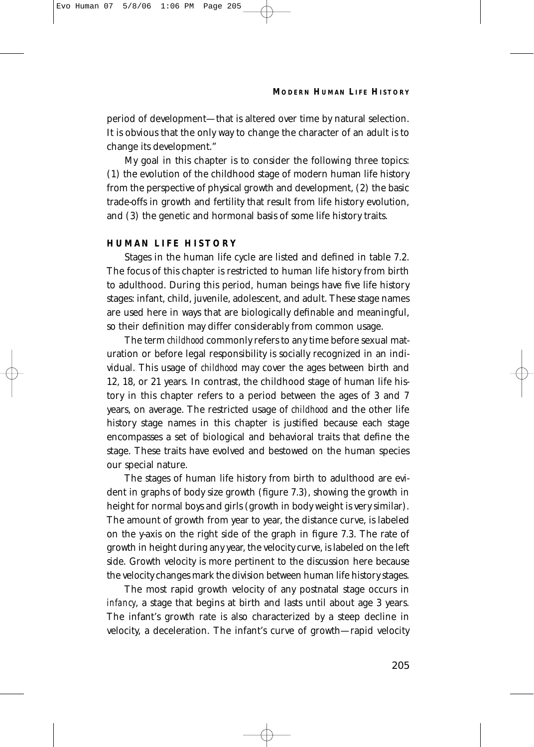period of development—that is altered over time by natural selection. It is obvious that the only way to change the character of an adult is to change its development."

My goal in this chapter is to consider the following three topics: (1) the evolution of the childhood stage of modern human life history from the perspective of physical growth and development, (2) the basic trade-offs in growth and fertility that result from life history evolution, and (3) the genetic and hormonal basis of some life history traits.

## HUMAN LIFE HISTORY

Stages in the human life cycle are listed and defined in table 7.2. The focus of this chapter is restricted to human life history from birth to adulthood. During this period, human beings have five life history stages: infant, child, juvenile, adolescent, and adult. These stage names are used here in ways that are biologically definable and meaningful, so their definition may differ considerably from common usage.

The term *childhood* commonly refers to any time before sexual maturation or before legal responsibility is socially recognized in an individual. This usage of *childhood* may cover the ages between birth and 12, 18, or 21 years. In contrast, the childhood stage of human life history in this chapter refers to a period between the ages of 3 and 7 years, on average. The restricted usage of *childhood* and the other life history stage names in this chapter is justified because each stage encompasses a set of biological and behavioral traits that define the stage. These traits have evolved and bestowed on the human species our special nature.

The stages of human life history from birth to adulthood are evident in graphs of body size growth (figure 7.3), showing the growth in height for normal boys and girls (growth in body weight is very similar). The amount of growth from year to year, the distance curve, is labeled on the y-axis on the right side of the graph in figure 7.3. The rate of growth in height during any year, the velocity curve, is labeled on the left side. Growth velocity is more pertinent to the discussion here because the velocity changes mark the division between human life history stages.

The most rapid growth velocity of any postnatal stage occurs in *infancy*, a stage that begins at birth and lasts until about age 3 years. The infant's growth rate is also characterized by a steep decline in velocity, a deceleration. The infant's curve of growth—rapid velocity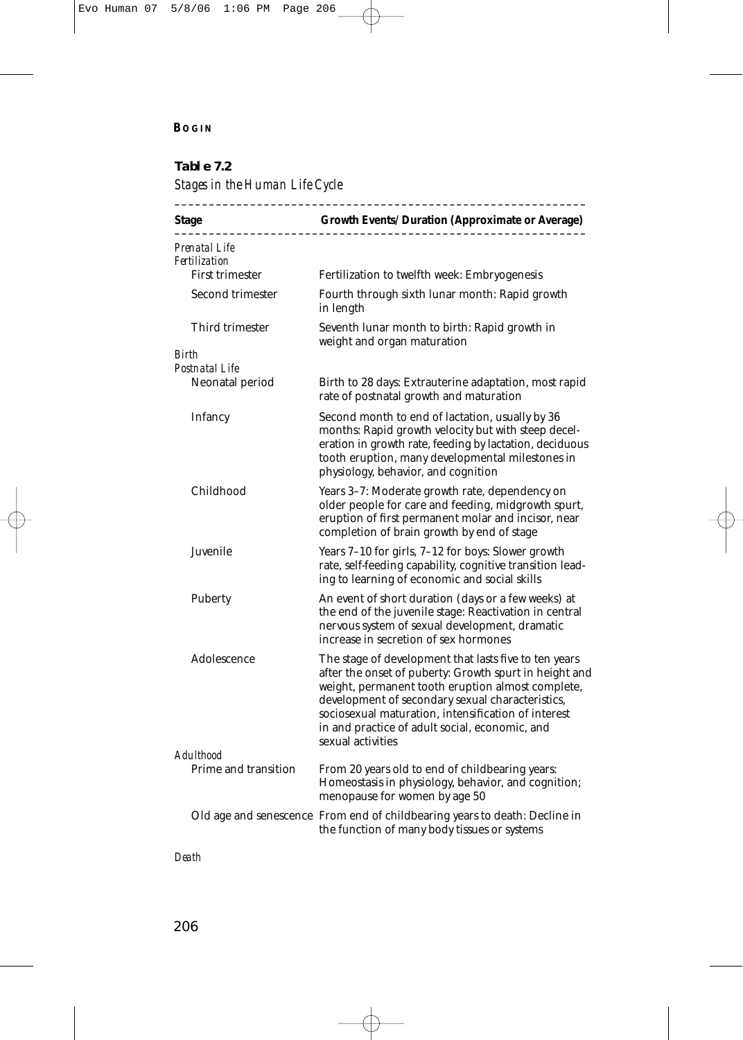**Table 7.2**

*Stages in the Human Life Cycle*

| Stage | Growth Events/Duration (Approximate or Average) |
|---|---|
| *Prenatal Life* | |
| *Fertilization* | |
| First trimester | Fertilization to twelfth week: Embryogenesis |
| Second trimester | Fourth through sixth lunar month: Rapid growth in length |
| Third trimester | Seventh lunar month to birth: Rapid growth in weight and organ maturation |
| *Birth* | |
| *Postnatal Life* | |
| Neonatal period | Birth to 28 days: Extrauterine adaptation, most rapid rate of postnatal growth and maturation |
| Infancy | Second month to end of lactation, usually by 36 months: Rapid growth velocity but with steep deceleration in growth rate, feeding by lactation, deciduous tooth eruption, many developmental milestones in physiology, behavior, and cognition |
| Childhood | Years 3–7: Moderate growth rate, dependency on older people for care and feeding, midgrowth spurt, eruption of first permanent molar and incisor, near completion of brain growth by end of stage |
| Juvenile | Years 7–10 for girls, 7–12 for boys: Slower growth rate, self-feeding capability, cognitive transition leading to learning of economic and social skills |
| Puberty | An event of short duration (days or a few weeks) at the end of the juvenile stage: Reactivation in central nervous system of sexual development, dramatic increase in secretion of sex hormones |
| Adolescence | The stage of development that lasts five to ten years after the onset of puberty: Growth spurt in height and weight, permanent tooth eruption almost complete, development of secondary sexual characteristics, sociosexual maturation, intensification of interest in and practice of adult social, economic, and sexual activities |
| *Adulthood* | |
| Prime and transition | From 20 years old to end of childbearing years: Homeostasis in physiology, behavior, and cognition; menopause for women by age 50 |
| Old age and senescence | From end of childbearing years to death: Decline in the function of many body tissues or systems |
| *Death* | |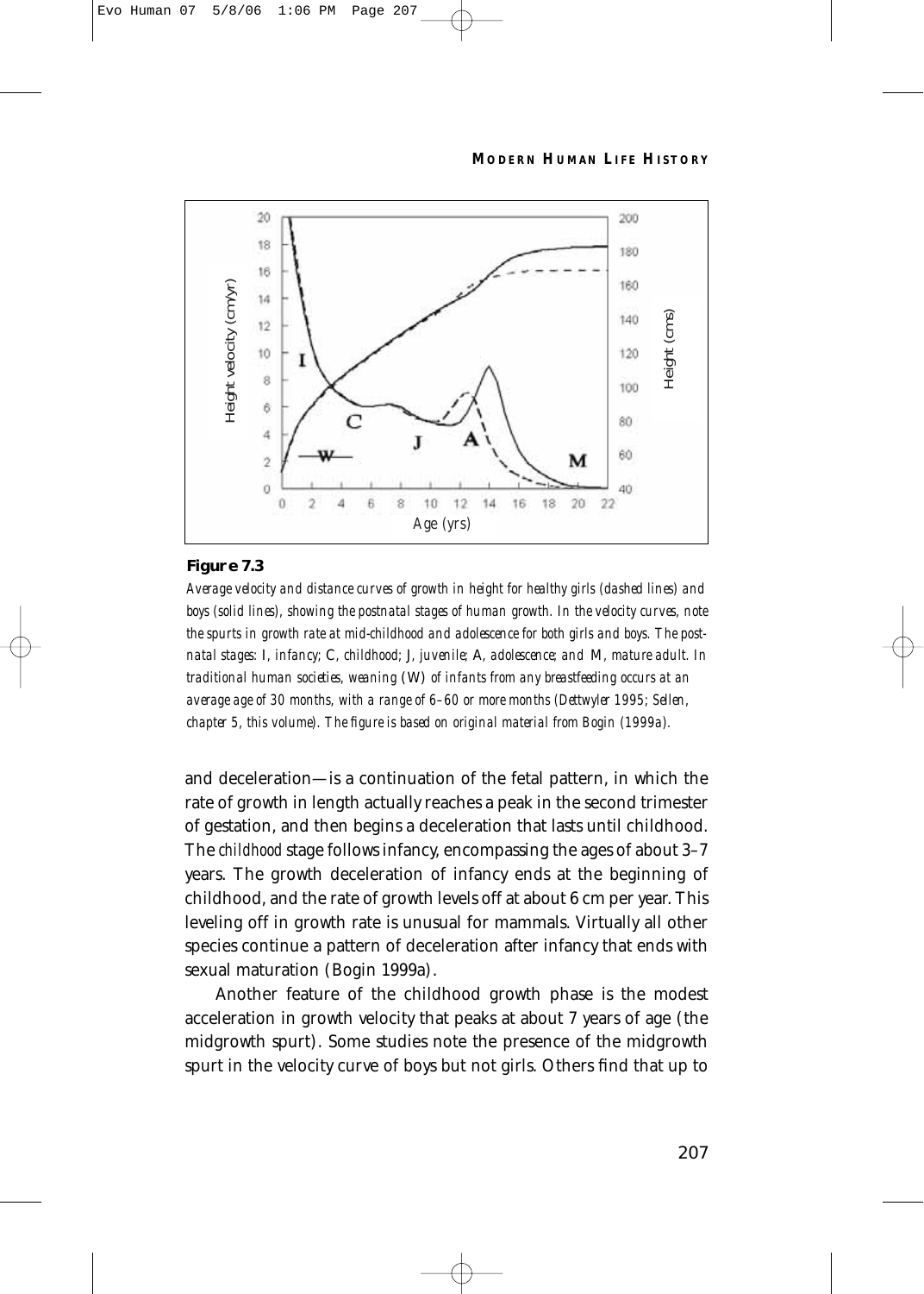**Figure 7.3**

*Average velocity and distance curves of growth in height for healthy girls (dashed lines) and boys (solid lines), showing the postnatal stages of human growth. In the velocity curves, note the spurts in growth rate at mid-childhood and adolescence for both girls and boys. The postnatal stages:* I*, infancy;* C*, childhood;* J*, juvenile;* A*, adolescence; and* M*, mature adult. In traditional human societies, weaning* (W) *of infants from any breastfeeding occurs at an average age of 30 months, with a range of 6–60 or more months (Dettwyler 1995; Sellen, chapter 5, this volume). The figure is based on original material from Bogin (1999a).*

and deceleration—is a continuation of the fetal pattern, in which the rate of growth in length actually reaches a peak in the second trimester of gestation, and then begins a deceleration that lasts until childhood. The *childhood* stage follows infancy, encompassing the ages of about 3–7 years. The growth deceleration of infancy ends at the beginning of childhood, and the rate of growth levels off at about 6 cm per year. This leveling off in growth rate is unusual for mammals. Virtually all other species continue a pattern of deceleration after infancy that ends with sexual maturation (Bogin 1999a).

Another feature of the childhood growth phase is the modest acceleration in growth velocity that peaks at about 7 years of age (the midgrowth spurt). Some studies note the presence of the midgrowth spurt in the velocity curve of boys but not girls. Others find that up to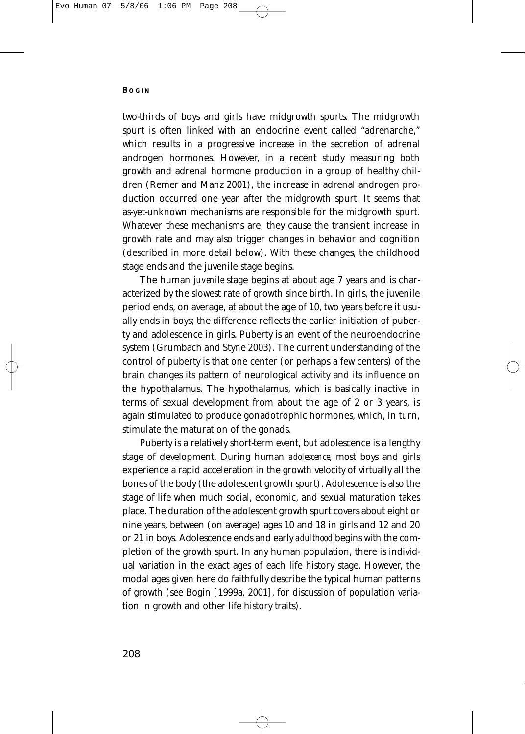two-thirds of boys and girls have midgrowth spurts. The midgrowth spurt is often linked with an endocrine event called "adrenarche," which results in a progressive increase in the secretion of adrenal androgen hormones. However, in a recent study measuring both growth and adrenal hormone production in a group of healthy children (Remer and Manz 2001), the increase in adrenal androgen production occurred one year after the midgrowth spurt. It seems that as-yet-unknown mechanisms are responsible for the midgrowth spurt. Whatever these mechanisms are, they cause the transient increase in growth rate and may also trigger changes in behavior and cognition (described in more detail below). With these changes, the childhood stage ends and the juvenile stage begins.

The human *juvenile* stage begins at about age 7 years and is characterized by the slowest rate of growth since birth. In girls, the juvenile period ends, on average, at about the age of 10, two years before it usually ends in boys; the difference reflects the earlier initiation of puberty and adolescence in girls. Puberty is an event of the neuroendocrine system (Grumbach and Styne 2003). The current understanding of the control of puberty is that one center (or perhaps a few centers) of the brain changes its pattern of neurological activity and its influence on the hypothalamus. The hypothalamus, which is basically inactive in terms of sexual development from about the age of 2 or 3 years, is again stimulated to produce gonadotrophic hormones, which, in turn, stimulate the maturation of the gonads.

Puberty is a relatively short-term event, but adolescence is a lengthy stage of development. During human *adolescence*, most boys and girls experience a rapid acceleration in the growth velocity of virtually all the bones of the body (the adolescent growth spurt). Adolescence is also the stage of life when much social, economic, and sexual maturation takes place. The duration of the adolescent growth spurt covers about eight or nine years, between (on average) ages 10 and 18 in girls and 12 and 20 or 21 in boys. Adolescence ends and early *adulthood* begins with the completion of the growth spurt. In any human population, there is individual variation in the exact ages of each life history stage. However, the modal ages given here do faithfully describe the typical human patterns of growth (see Bogin [1999a, 2001], for discussion of population variation in growth and other life history traits).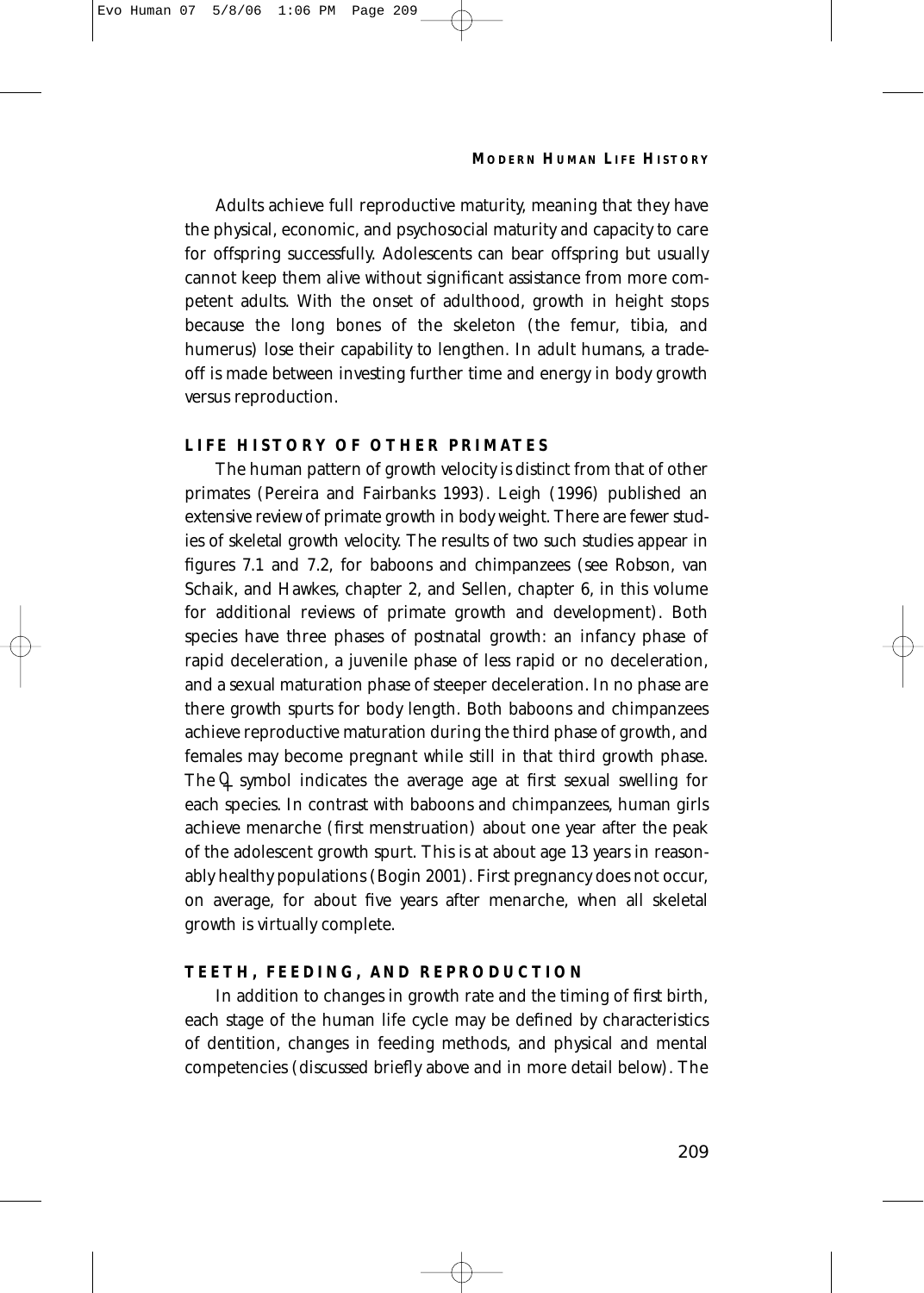Adults achieve full reproductive maturity, meaning that they have the physical, economic, and psychosocial maturity and capacity to care for offspring successfully. Adolescents can bear offspring but usually cannot keep them alive without significant assistance from more competent adults. With the onset of adulthood, growth in height stops because the long bones of the skeleton (the femur, tibia, and humerus) lose their capability to lengthen. In adult humans, a tradeoff is made between investing further time and energy in body growth versus reproduction.

## LIFE HISTORY OF OTHER PRIMATES

The human pattern of growth velocity is distinct from that of other primates (Pereira and Fairbanks 1993). Leigh (1996) published an extensive review of primate growth in body weight. There are fewer studies of skeletal growth velocity. The results of two such studies appear in figures 7.1 and 7.2, for baboons and chimpanzees (see Robson, van Schaik, and Hawkes, chapter 2, and Sellen, chapter 6, in this volume for additional reviews of primate growth and development). Both species have three phases of postnatal growth: an infancy phase of rapid deceleration, a juvenile phase of less rapid or no deceleration, and a sexual maturation phase of steeper deceleration. In no phase are there growth spurts for body length. Both baboons and chimpanzees achieve reproductive maturation during the third phase of growth, and females may become pregnant while still in that third growth phase. The ♀ symbol indicates the average age at first sexual swelling for each species. In contrast with baboons and chimpanzees, human girls achieve menarche (first menstruation) about one year after the peak of the adolescent growth spurt. This is at about age 13 years in reasonably healthy populations (Bogin 2001). First pregnancy does not occur, on average, for about five years after menarche, when all skeletal growth is virtually complete.

## TEETH, FEEDING, AND REPRODUCTION

In addition to changes in growth rate and the timing of first birth, each stage of the human life cycle may be defined by characteristics of dentition, changes in feeding methods, and physical and mental competencies (discussed briefly above and in more detail below). The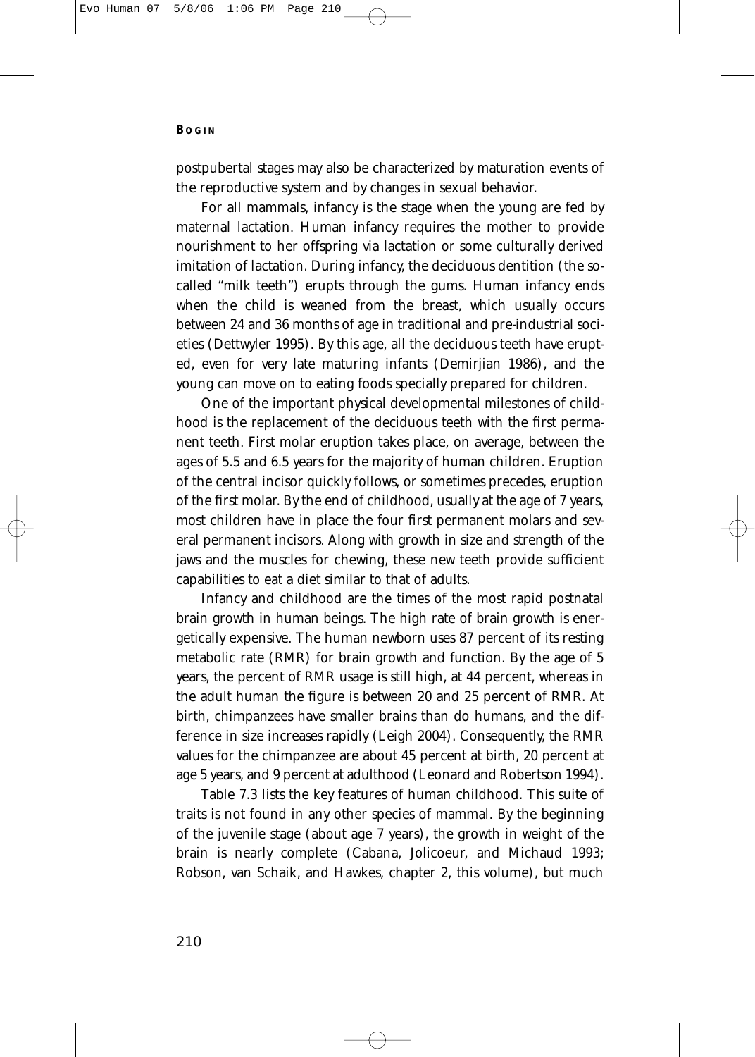postpubertal stages may also be characterized by maturation events of the reproductive system and by changes in sexual behavior.

For all mammals, infancy is the stage when the young are fed by maternal lactation. Human infancy requires the mother to provide nourishment to her offspring via lactation or some culturally derived imitation of lactation. During infancy, the deciduous dentition (the so-called "milk teeth") erupts through the gums. Human infancy ends when the child is weaned from the breast, which usually occurs between 24 and 36 months of age in traditional and pre-industrial societies (Dettwyler 1995). By this age, all the deciduous teeth have erupted, even for very late maturing infants (Demirjian 1986), and the young can move on to eating foods specially prepared for children.

One of the important physical developmental milestones of childhood is the replacement of the deciduous teeth with the first permanent teeth. First molar eruption takes place, on average, between the ages of 5.5 and 6.5 years for the majority of human children. Eruption of the central incisor quickly follows, or sometimes precedes, eruption of the first molar. By the end of childhood, usually at the age of 7 years, most children have in place the four first permanent molars and several permanent incisors. Along with growth in size and strength of the jaws and the muscles for chewing, these new teeth provide sufficient capabilities to eat a diet similar to that of adults.

Infancy and childhood are the times of the most rapid postnatal brain growth in human beings. The high rate of brain growth is energetically expensive. The human newborn uses 87 percent of its resting metabolic rate (RMR) for brain growth and function. By the age of 5 years, the percent of RMR usage is still high, at 44 percent, whereas in the adult human the figure is between 20 and 25 percent of RMR. At birth, chimpanzees have smaller brains than do humans, and the difference in size increases rapidly (Leigh 2004). Consequently, the RMR values for the chimpanzee are about 45 percent at birth, 20 percent at age 5 years, and 9 percent at adulthood (Leonard and Robertson 1994).

Table 7.3 lists the key features of human childhood. This suite of traits is not found in any other species of mammal. By the beginning of the juvenile stage (about age 7 years), the growth in weight of the brain is nearly complete (Cabana, Jolicoeur, and Michaud 1993; Robson, van Schaik, and Hawkes, chapter 2, this volume), but much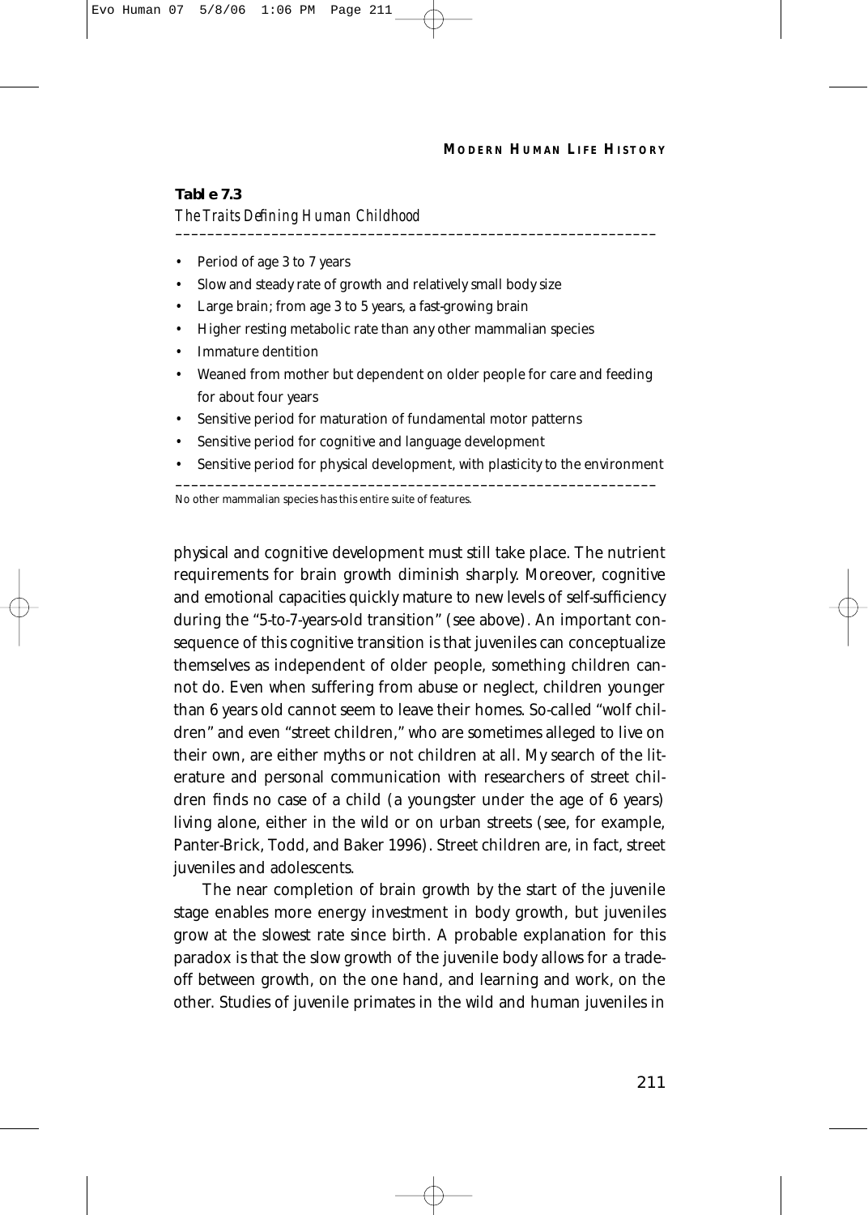**Table 7.3**

*The Traits Defining Human Childhood*

- Period of age 3 to 7 years
- Slow and steady rate of growth and relatively small body size
- Large brain; from age 3 to 5 years, a fast-growing brain
- Higher resting metabolic rate than any other mammalian species
- Immature dentition
- Weaned from mother but dependent on older people for care and feeding for about four years
- Sensitive period for maturation of fundamental motor patterns
- Sensitive period for cognitive and language development
- Sensitive period for physical development, with plasticity to the environment

No other mammalian species has this entire suite of features.

physical and cognitive development must still take place. The nutrient requirements for brain growth diminish sharply. Moreover, cognitive and emotional capacities quickly mature to new levels of self-sufficiency during the "5-to-7-years-old transition" (see above). An important consequence of this cognitive transition is that juveniles can conceptualize themselves as independent of older people, something children cannot do. Even when suffering from abuse or neglect, children younger than 6 years old cannot seem to leave their homes. So-called "wolf children" and even "street children," who are sometimes alleged to live on their own, are either myths or not children at all. My search of the literature and personal communication with researchers of street children finds no case of a child (a youngster under the age of 6 years) living alone, either in the wild or on urban streets (see, for example, Panter-Brick, Todd, and Baker 1996). Street children are, in fact, street juveniles and adolescents.

The near completion of brain growth by the start of the juvenile stage enables more energy investment in body growth, but juveniles grow at the slowest rate since birth. A probable explanation for this paradox is that the slow growth of the juvenile body allows for a trade-off between growth, on the one hand, and learning and work, on the other. Studies of juvenile primates in the wild and human juveniles in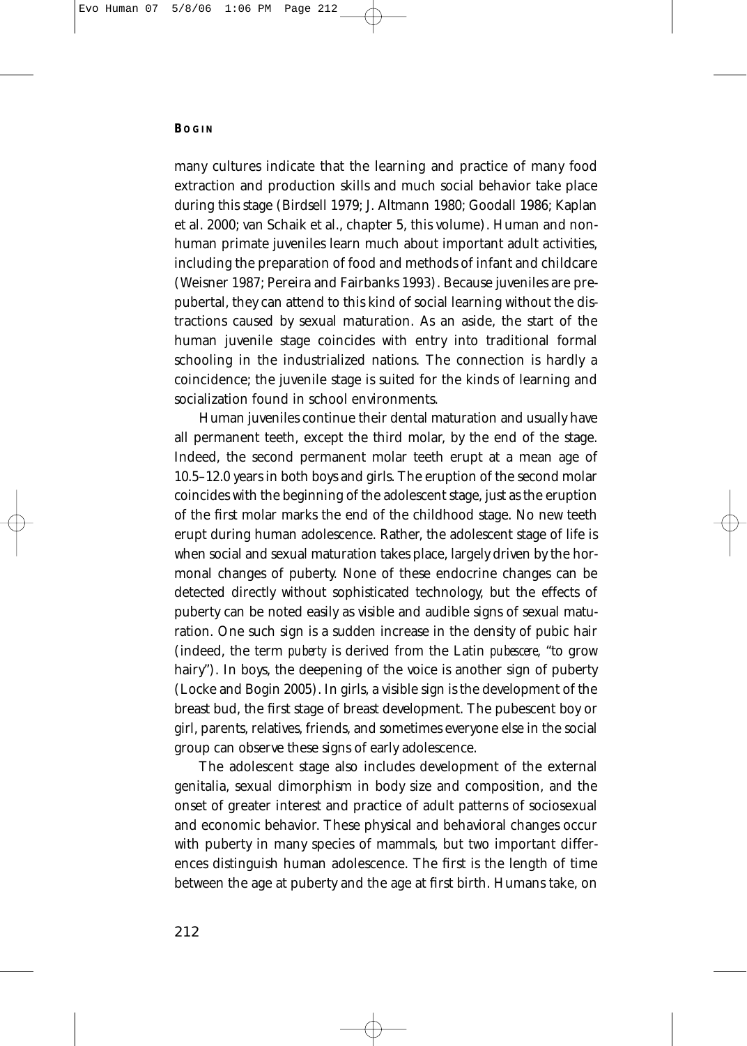many cultures indicate that the learning and practice of many food extraction and production skills and much social behavior take place during this stage (Birdsell 1979; J. Altmann 1980; Goodall 1986; Kaplan et al. 2000; van Schaik et al., chapter 5, this volume). Human and nonhuman primate juveniles learn much about important adult activities, including the preparation of food and methods of infant and childcare (Weisner 1987; Pereira and Fairbanks 1993). Because juveniles are prepubertal, they can attend to this kind of social learning without the distractions caused by sexual maturation. As an aside, the start of the human juvenile stage coincides with entry into traditional formal schooling in the industrialized nations. The connection is hardly a coincidence; the juvenile stage is suited for the kinds of learning and socialization found in school environments.

Human juveniles continue their dental maturation and usually have all permanent teeth, except the third molar, by the end of the stage. Indeed, the second permanent molar teeth erupt at a mean age of 10.5–12.0 years in both boys and girls. The eruption of the second molar coincides with the beginning of the adolescent stage, just as the eruption of the first molar marks the end of the childhood stage. No new teeth erupt during human adolescence. Rather, the adolescent stage of life is when social and sexual maturation takes place, largely driven by the hormonal changes of puberty. None of these endocrine changes can be detected directly without sophisticated technology, but the effects of puberty can be noted easily as visible and audible signs of sexual maturation. One such sign is a sudden increase in the density of pubic hair (indeed, the term *puberty* is derived from the Latin *pubescere*, "to grow hairy"). In boys, the deepening of the voice is another sign of puberty (Locke and Bogin 2005). In girls, a visible sign is the development of the breast bud, the first stage of breast development. The pubescent boy or girl, parents, relatives, friends, and sometimes everyone else in the social group can observe these signs of early adolescence.

The adolescent stage also includes development of the external genitalia, sexual dimorphism in body size and composition, and the onset of greater interest and practice of adult patterns of sociosexual and economic behavior. These physical and behavioral changes occur with puberty in many species of mammals, but two important differences distinguish human adolescence. The first is the length of time between the age at puberty and the age at first birth. Humans take, on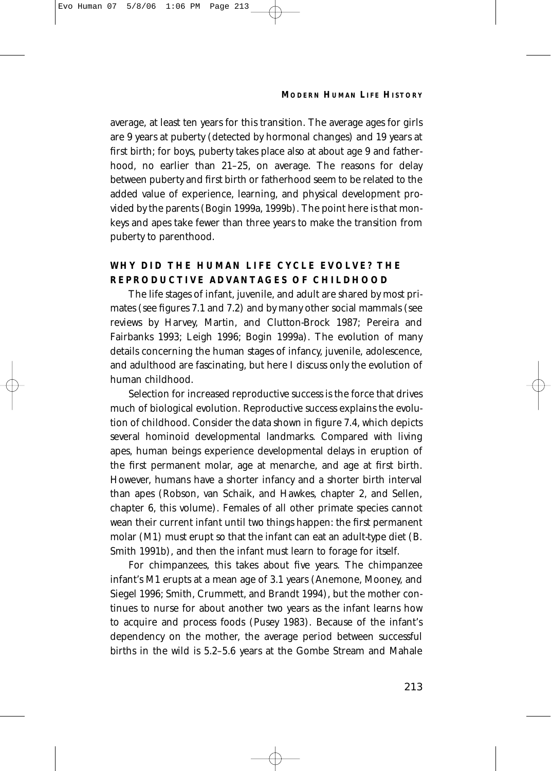average, at least ten years for this transition. The average ages for girls are 9 years at puberty (detected by hormonal changes) and 19 years at first birth; for boys, puberty takes place also at about age 9 and fatherhood, no earlier than 21–25, on average. The reasons for delay between puberty and first birth or fatherhood seem to be related to the added value of experience, learning, and physical development provided by the parents (Bogin 1999a, 1999b). The point here is that monkeys and apes take fewer than three years to make the transition from puberty to parenthood.

## WHY DID THE HUMAN LIFE CYCLE EVOLVE? THE REPRODUCTIVE ADVANTAGES OF CHILDHOOD

The life stages of infant, juvenile, and adult are shared by most primates (see figures 7.1 and 7.2) and by many other social mammals (see reviews by Harvey, Martin, and Clutton-Brock 1987; Pereira and Fairbanks 1993; Leigh 1996; Bogin 1999a). The evolution of many details concerning the human stages of infancy, juvenile, adolescence, and adulthood are fascinating, but here I discuss only the evolution of human childhood.

Selection for increased reproductive success is the force that drives much of biological evolution. Reproductive success explains the evolution of childhood. Consider the data shown in figure 7.4, which depicts several hominoid developmental landmarks. Compared with living apes, human beings experience developmental delays in eruption of the first permanent molar, age at menarche, and age at first birth. However, humans have a shorter infancy and a shorter birth interval than apes (Robson, van Schaik, and Hawkes, chapter 2, and Sellen, chapter 6, this volume). Females of all other primate species cannot wean their current infant until two things happen: the first permanent molar (M1) must erupt so that the infant can eat an adult-type diet (B. Smith 1991b), and then the infant must learn to forage for itself.

For chimpanzees, this takes about five years. The chimpanzee infant's M1 erupts at a mean age of 3.1 years (Anemone, Mooney, and Siegel 1996; Smith, Crummett, and Brandt 1994), but the mother continues to nurse for about another two years as the infant learns how to acquire and process foods (Pusey 1983). Because of the infant's dependency on the mother, the average period between successful births in the wild is 5.2–5.6 years at the Gombe Stream and Mahale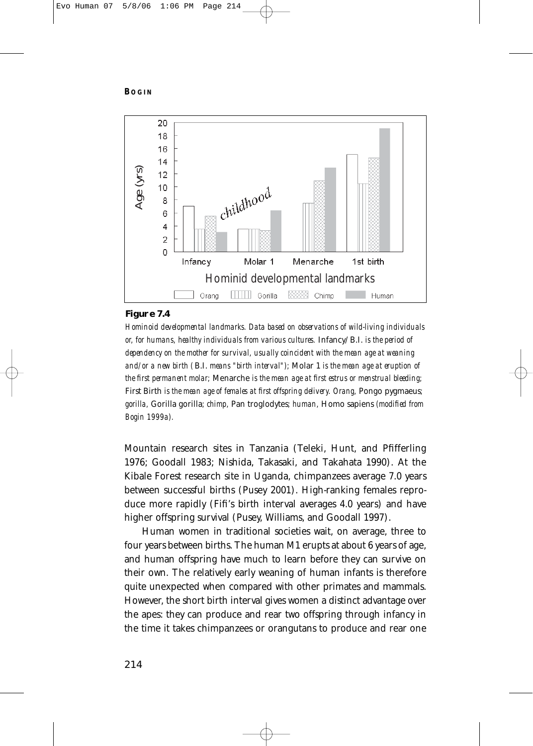**Figure 7.4**

*Hominoid developmental landmarks. Data based on observations of wild-living individuals or, for humans, healthy individuals from various cultures.* Infancy/B.I. *is the period of dependency on the mother for survival, usually coincident with the mean age at weaning and/or a new birth (*B.I. *means "birth interval");* Molar 1 *is the mean age at eruption of the first permanent molar;* Menarche *is the mean age at first estrus or menstrual bleeding;* First Birth *is the mean age of females at first offspring delivery. Orang,* Pongo pygmaeus*; gorilla,* Gorilla gorilla*; chimp,* Pan troglodytes*; human,* Homo sapiens *(modified from Bogin 1999a).*

Mountain research sites in Tanzania (Teleki, Hunt, and Pfifferling 1976; Goodall 1983; Nishida, Takasaki, and Takahata 1990). At the Kibale Forest research site in Uganda, chimpanzees average 7.0 years between successful births (Pusey 2001). High-ranking females reproduce more rapidly (Fifi's birth interval averages 4.0 years) and have higher offspring survival (Pusey, Williams, and Goodall 1997).

Human women in traditional societies wait, on average, three to four years between births. The human M1 erupts at about 6 years of age, and human offspring have much to learn before they can survive on their own. The relatively early weaning of human infants is therefore quite unexpected when compared with other primates and mammals. However, the short birth interval gives women a distinct advantage over the apes: they can produce and rear two offspring through infancy in the time it takes chimpanzees or orangutans to produce and rear one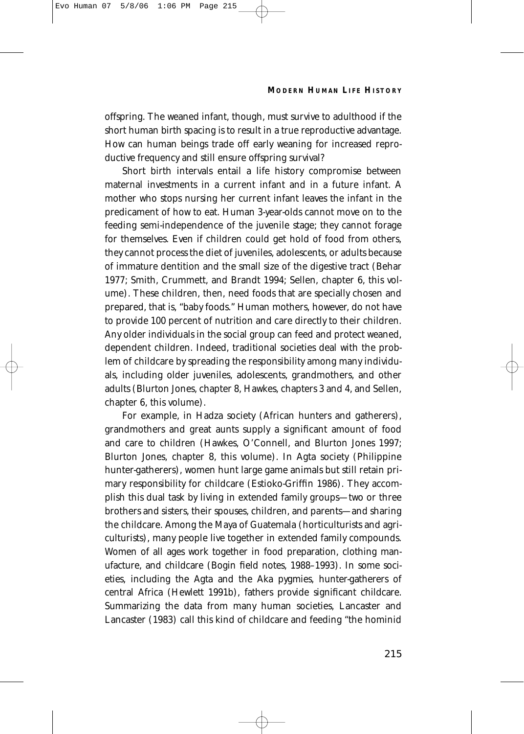offspring. The weaned infant, though, must survive to adulthood if the short human birth spacing is to result in a true reproductive advantage. How can human beings trade off early weaning for increased reproductive frequency and still ensure offspring survival?

Short birth intervals entail a life history compromise between maternal investments in a current infant and in a future infant. A mother who stops nursing her current infant leaves the infant in the predicament of how to eat. Human 3-year-olds cannot move on to the feeding semi-independence of the juvenile stage; they cannot forage for themselves. Even if children could get hold of food from others, they cannot process the diet of juveniles, adolescents, or adults because of immature dentition and the small size of the digestive tract (Behar 1977; Smith, Crummett, and Brandt 1994; Sellen, chapter 6, this volume). These children, then, need foods that are specially chosen and prepared, that is, "baby foods." Human mothers, however, do not have to provide 100 percent of nutrition and care directly to their children. Any older individuals in the social group can feed and protect weaned, dependent children. Indeed, traditional societies deal with the problem of childcare by spreading the responsibility among many individuals, including older juveniles, adolescents, grandmothers, and other adults (Blurton Jones, chapter 8, Hawkes, chapters 3 and 4, and Sellen, chapter 6, this volume).

For example, in Hadza society (African hunters and gatherers), grandmothers and great aunts supply a significant amount of food and care to children (Hawkes, O'Connell, and Blurton Jones 1997; Blurton Jones, chapter 8, this volume). In Agta society (Philippine hunter-gatherers), women hunt large game animals but still retain primary responsibility for childcare (Estioko-Griffin 1986). They accomplish this dual task by living in extended family groups—two or three brothers and sisters, their spouses, children, and parents—and sharing the childcare. Among the Maya of Guatemala (horticulturists and agriculturists), many people live together in extended family compounds. Women of all ages work together in food preparation, clothing manufacture, and childcare (Bogin field notes, 1988–1993). In some societies, including the Agta and the Aka pygmies, hunter-gatherers of central Africa (Hewlett 1991b), fathers provide significant childcare. Summarizing the data from many human societies, Lancaster and Lancaster (1983) call this kind of childcare and feeding "the hominid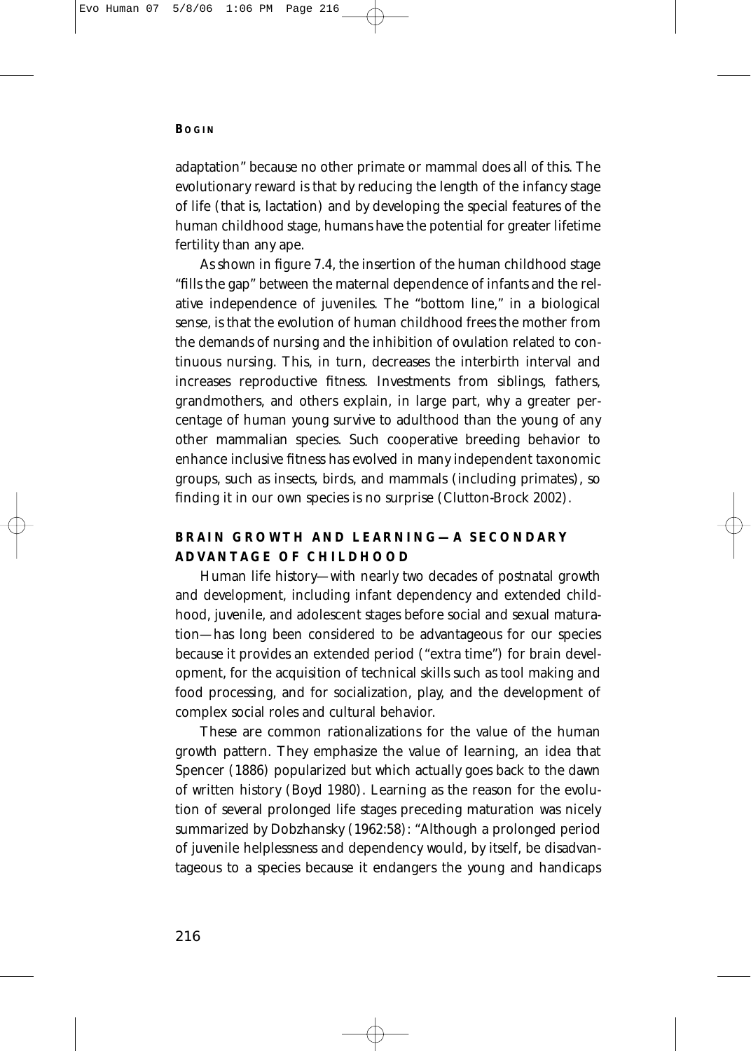adaptation" because no other primate or mammal does all of this. The evolutionary reward is that by reducing the length of the infancy stage of life (that is, lactation) and by developing the special features of the human childhood stage, humans have the potential for greater lifetime fertility than any ape.

As shown in figure 7.4, the insertion of the human childhood stage "fills the gap" between the maternal dependence of infants and the relative independence of juveniles. The "bottom line," in a biological sense, is that the evolution of human childhood frees the mother from the demands of nursing and the inhibition of ovulation related to continuous nursing. This, in turn, decreases the interbirth interval and increases reproductive fitness. Investments from siblings, fathers, grandmothers, and others explain, in large part, why a greater percentage of human young survive to adulthood than the young of any other mammalian species. Such cooperative breeding behavior to enhance inclusive fitness has evolved in many independent taxonomic groups, such as insects, birds, and mammals (including primates), so finding it in our own species is no surprise (Clutton-Brock 2002).

## BRAIN GROWTH AND LEARNING—A SECONDARY ADVANTAGE OF CHILDHOOD

Human life history—with nearly two decades of postnatal growth and development, including infant dependency and extended childhood, juvenile, and adolescent stages before social and sexual maturation—has long been considered to be advantageous for our species because it provides an extended period ("extra time") for brain development, for the acquisition of technical skills such as tool making and food processing, and for socialization, play, and the development of complex social roles and cultural behavior.

These are common rationalizations for the value of the human growth pattern. They emphasize the value of learning, an idea that Spencer (1886) popularized but which actually goes back to the dawn of written history (Boyd 1980). Learning as the reason for the evolution of several prolonged life stages preceding maturation was nicely summarized by Dobzhansky (1962:58): "Although a prolonged period of juvenile helplessness and dependency would, by itself, be disadvantageous to a species because it endangers the young and handicaps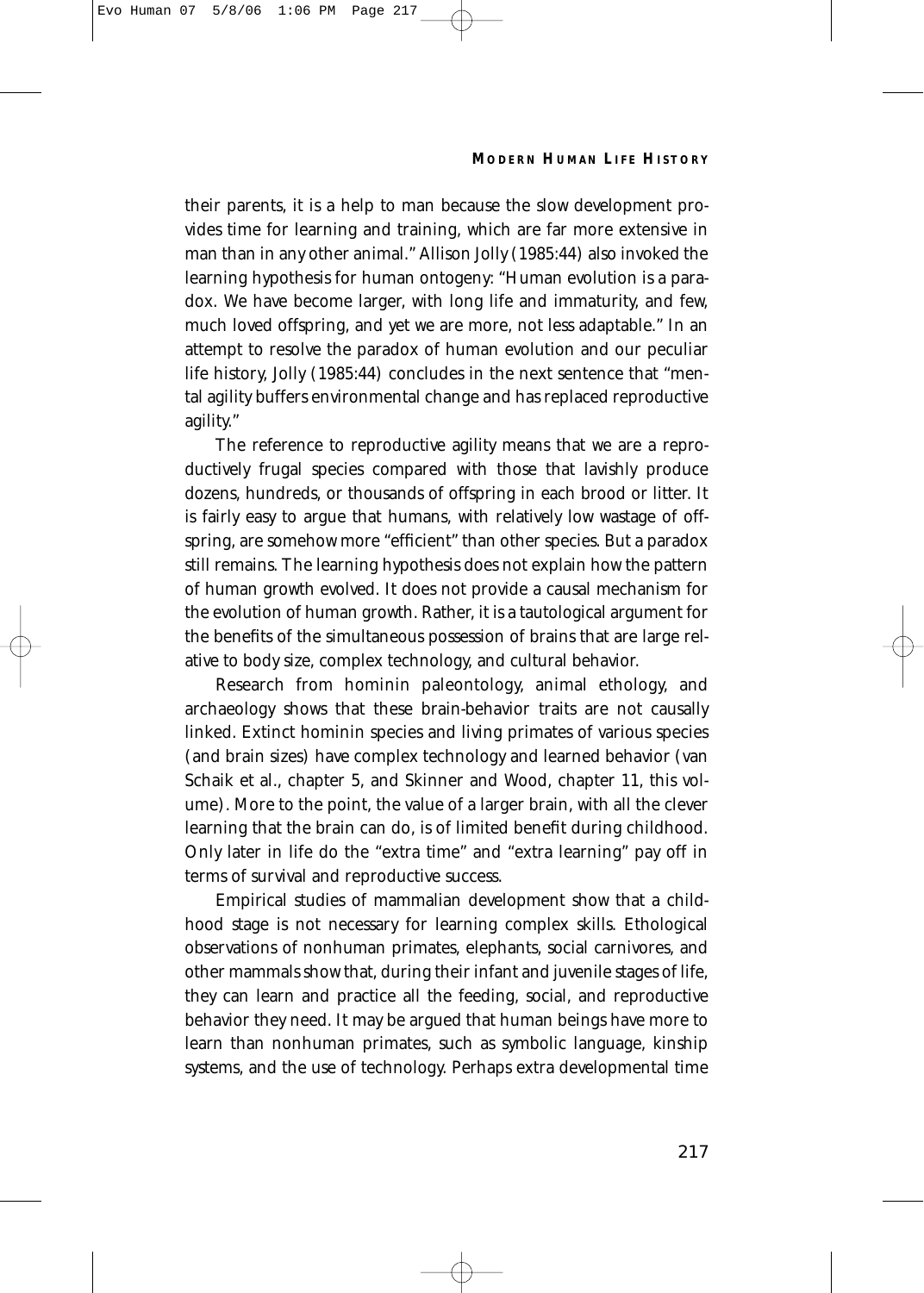their parents, it is a help to man because the slow development provides time for learning and training, which are far more extensive in man than in any other animal." Allison Jolly (1985:44) also invoked the learning hypothesis for human ontogeny: "Human evolution is a paradox. We have become larger, with long life and immaturity, and few, much loved offspring, and yet we are more, not less adaptable." In an attempt to resolve the paradox of human evolution and our peculiar life history, Jolly (1985:44) concludes in the next sentence that "mental agility buffers environmental change and has replaced reproductive agility."

The reference to reproductive agility means that we are a reproductively frugal species compared with those that lavishly produce dozens, hundreds, or thousands of offspring in each brood or litter. It is fairly easy to argue that humans, with relatively low wastage of offspring, are somehow more "efficient" than other species. But a paradox still remains. The learning hypothesis does not explain how the pattern of human growth evolved. It does not provide a causal mechanism for the evolution of human growth. Rather, it is a tautological argument for the benefits of the simultaneous possession of brains that are large relative to body size, complex technology, and cultural behavior.

Research from hominin paleontology, animal ethology, and archaeology shows that these brain-behavior traits are not causally linked. Extinct hominin species and living primates of various species (and brain sizes) have complex technology and learned behavior (van Schaik et al., chapter 5, and Skinner and Wood, chapter 11, this volume). More to the point, the value of a larger brain, with all the clever learning that the brain can do, is of limited benefit during childhood. Only later in life do the "extra time" and "extra learning" pay off in terms of survival and reproductive success.

Empirical studies of mammalian development show that a childhood stage is not necessary for learning complex skills. Ethological observations of nonhuman primates, elephants, social carnivores, and other mammals show that, during their infant and juvenile stages of life, they can learn and practice all the feeding, social, and reproductive behavior they need. It may be argued that human beings have more to learn than nonhuman primates, such as symbolic language, kinship systems, and the use of technology. Perhaps extra developmental time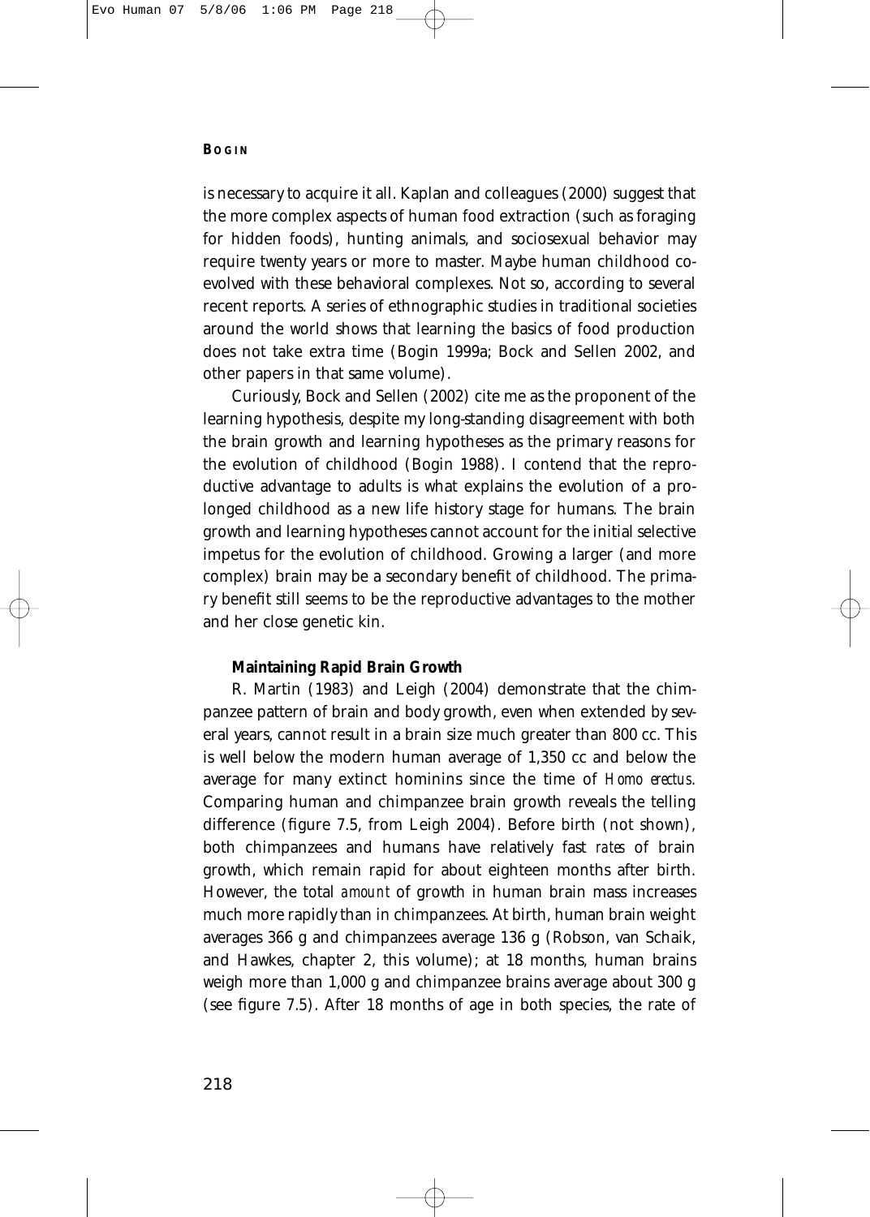is necessary to acquire it all. Kaplan and colleagues (2000) suggest that the more complex aspects of human food extraction (such as foraging for hidden foods), hunting animals, and sociosexual behavior may require twenty years or more to master. Maybe human childhood coevolved with these behavioral complexes. Not so, according to several recent reports. A series of ethnographic studies in traditional societies around the world shows that learning the basics of food production does not take extra time (Bogin 1999a; Bock and Sellen 2002, and other papers in that same volume).

Curiously, Bock and Sellen (2002) cite me as the proponent of the learning hypothesis, despite my long-standing disagreement with both the brain growth and learning hypotheses as the primary reasons for the evolution of childhood (Bogin 1988). I contend that the reproductive advantage to adults is what explains the evolution of a prolonged childhood as a new life history stage for humans. The brain growth and learning hypotheses cannot account for the initial selective impetus for the evolution of childhood. Growing a larger (and more complex) brain may be a secondary benefit of childhood. The primary benefit still seems to be the reproductive advantages to the mother and her close genetic kin.

**Maintaining Rapid Brain Growth**

R. Martin (1983) and Leigh (2004) demonstrate that the chimpanzee pattern of brain and body growth, even when extended by several years, cannot result in a brain size much greater than 800 cc. This is well below the modern human average of 1,350 cc and below the average for many extinct hominins since the time of *Homo erectus*. Comparing human and chimpanzee brain growth reveals the telling difference (figure 7.5, from Leigh 2004). Before birth (not shown), both chimpanzees and humans have relatively fast *rates* of brain growth, which remain rapid for about eighteen months after birth. However, the total *amount* of growth in human brain mass increases much more rapidly than in chimpanzees. At birth, human brain weight averages 366 g and chimpanzees average 136 g (Robson, van Schaik, and Hawkes, chapter 2, this volume); at 18 months, human brains weigh more than 1,000 g and chimpanzee brains average about 300 g (see figure 7.5). After 18 months of age in both species, the rate of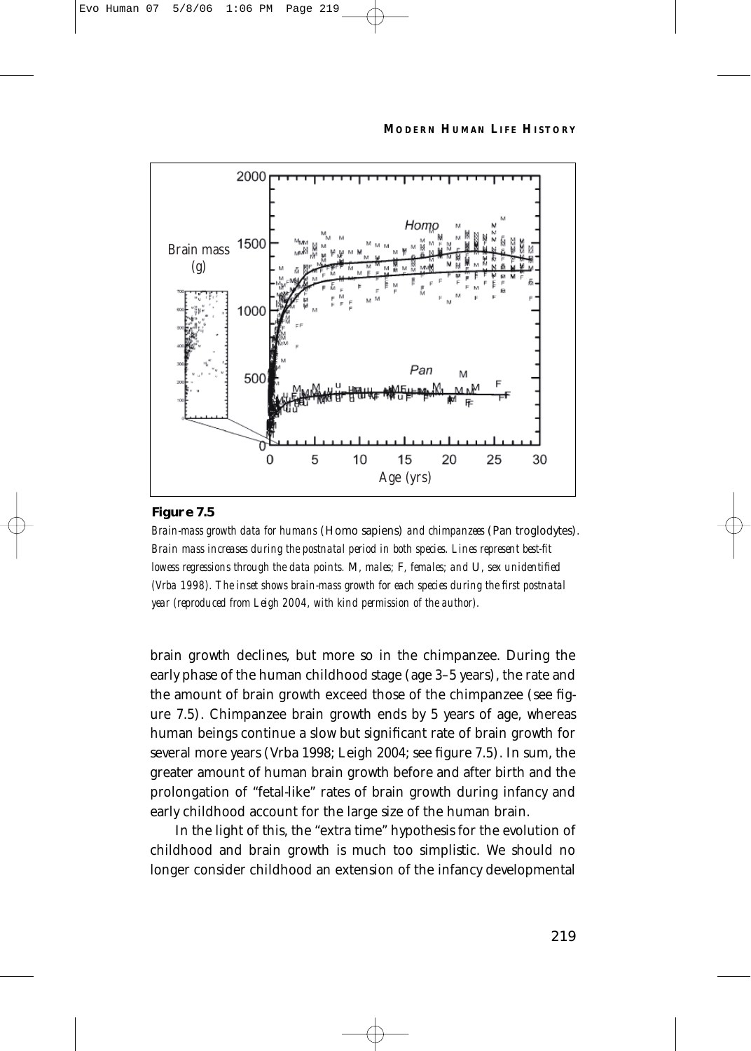**Figure 7.5**

*Brain-mass growth data for humans (*Homo sapiens*) and chimpanzees (*Pan troglodytes*). Brain mass increases during the postnatal period in both species. Lines represent best-fit lowess regressions through the data points. M, males; F, females; and U, sex unidentified (Vrba 1998). The inset shows brain-mass growth for each species during the first postnatal year (reproduced from Leigh 2004, with kind permission of the author).*

brain growth declines, but more so in the chimpanzee. During the early phase of the human childhood stage (age 3–5 years), the rate and the amount of brain growth exceed those of the chimpanzee (see figure 7.5). Chimpanzee brain growth ends by 5 years of age, whereas human beings continue a slow but significant rate of brain growth for several more years (Vrba 1998; Leigh 2004; see figure 7.5). In sum, the greater amount of human brain growth before and after birth and the prolongation of "fetal-like" rates of brain growth during infancy and early childhood account for the large size of the human brain.

In the light of this, the "extra time" hypothesis for the evolution of childhood and brain growth is much too simplistic. We should no longer consider childhood an extension of the infancy developmental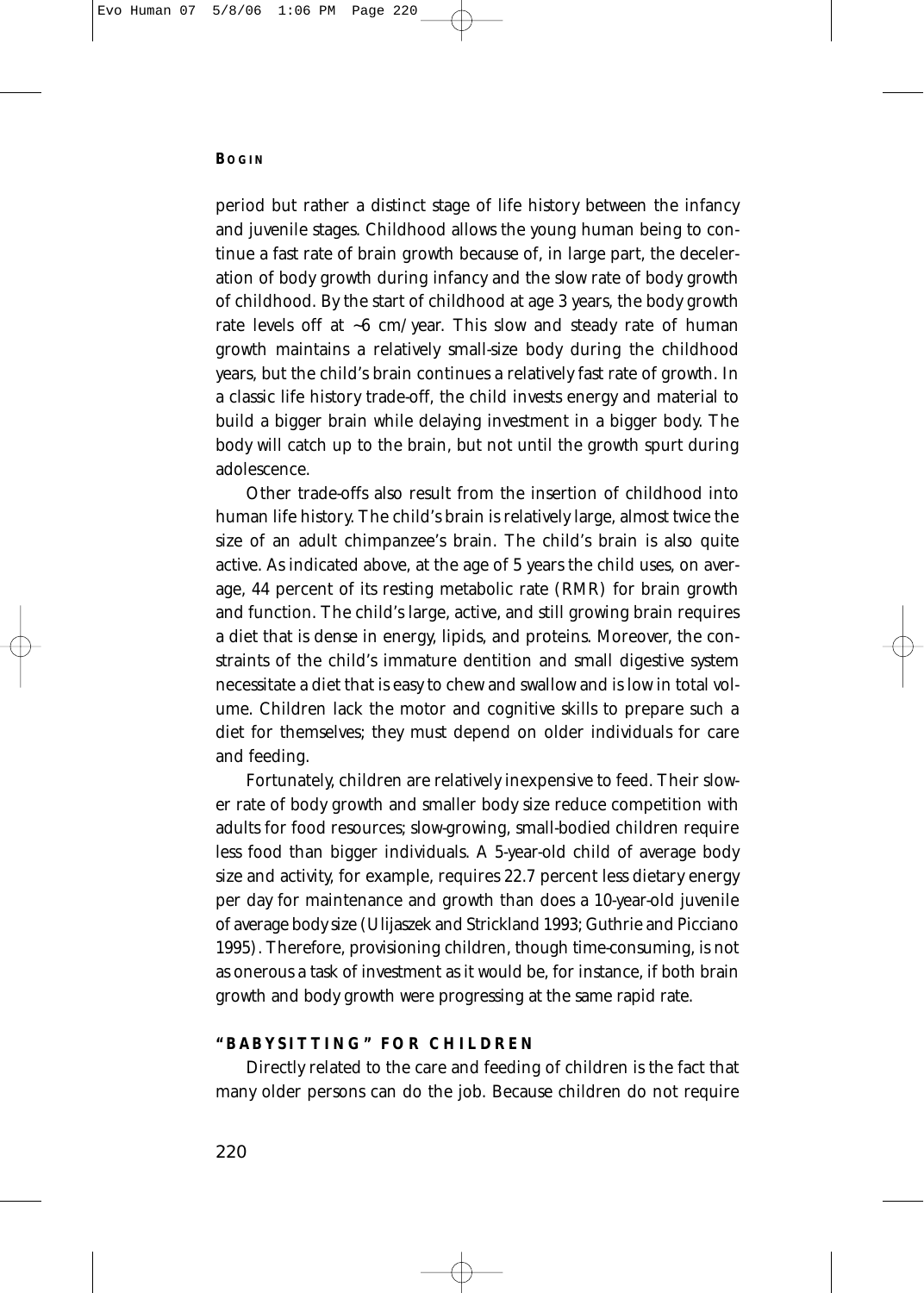period but rather a distinct stage of life history between the infancy and juvenile stages. Childhood allows the young human being to continue a fast rate of brain growth because of, in large part, the deceleration of body growth during infancy and the slow rate of body growth of childhood. By the start of childhood at age 3 years, the body growth rate levels off at ~6 cm/year. This slow and steady rate of human growth maintains a relatively small-size body during the childhood years, but the child's brain continues a relatively fast rate of growth. In a classic life history trade-off, the child invests energy and material to build a bigger brain while delaying investment in a bigger body. The body will catch up to the brain, but not until the growth spurt during adolescence.

Other trade-offs also result from the insertion of childhood into human life history. The child's brain is relatively large, almost twice the size of an adult chimpanzee's brain. The child's brain is also quite active. As indicated above, at the age of 5 years the child uses, on average, 44 percent of its resting metabolic rate (RMR) for brain growth and function. The child's large, active, and still growing brain requires a diet that is dense in energy, lipids, and proteins. Moreover, the constraints of the child's immature dentition and small digestive system necessitate a diet that is easy to chew and swallow and is low in total volume. Children lack the motor and cognitive skills to prepare such a diet for themselves; they must depend on older individuals for care and feeding.

Fortunately, children are relatively inexpensive to feed. Their slower rate of body growth and smaller body size reduce competition with adults for food resources; slow-growing, small-bodied children require less food than bigger individuals. A 5-year-old child of average body size and activity, for example, requires 22.7 percent less dietary energy per day for maintenance and growth than does a 10-year-old juvenile of average body size (Ulijaszek and Strickland 1993; Guthrie and Picciano 1995). Therefore, provisioning children, though time-consuming, is not as onerous a task of investment as it would be, for instance, if both brain growth and body growth were progressing at the same rapid rate.

### "BABYSITTING" FOR CHILDREN

Directly related to the care and feeding of children is the fact that many older persons can do the job. Because children do not require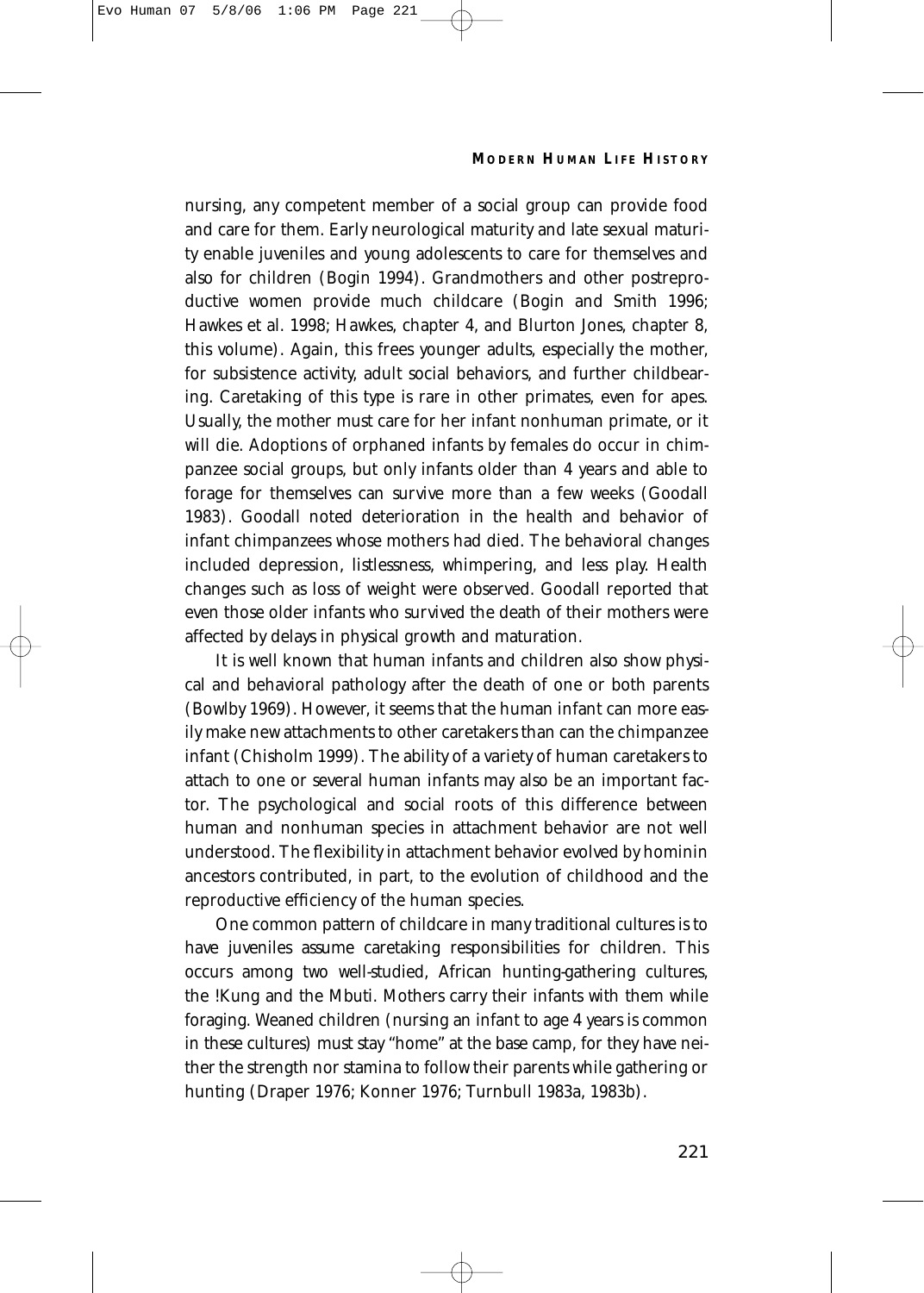nursing, any competent member of a social group can provide food and care for them. Early neurological maturity and late sexual maturity enable juveniles and young adolescents to care for themselves and also for children (Bogin 1994). Grandmothers and other postreproductive women provide much childcare (Bogin and Smith 1996; Hawkes et al. 1998; Hawkes, chapter 4, and Blurton Jones, chapter 8, this volume). Again, this frees younger adults, especially the mother, for subsistence activity, adult social behaviors, and further childbearing. Caretaking of this type is rare in other primates, even for apes. Usually, the mother must care for her infant nonhuman primate, or it will die. Adoptions of orphaned infants by females do occur in chimpanzee social groups, but only infants older than 4 years and able to forage for themselves can survive more than a few weeks (Goodall 1983). Goodall noted deterioration in the health and behavior of infant chimpanzees whose mothers had died. The behavioral changes included depression, listlessness, whimpering, and less play. Health changes such as loss of weight were observed. Goodall reported that even those older infants who survived the death of their mothers were affected by delays in physical growth and maturation.

It is well known that human infants and children also show physical and behavioral pathology after the death of one or both parents (Bowlby 1969). However, it seems that the human infant can more easily make new attachments to other caretakers than can the chimpanzee infant (Chisholm 1999). The ability of a variety of human caretakers to attach to one or several human infants may also be an important factor. The psychological and social roots of this difference between human and nonhuman species in attachment behavior are not well understood. The flexibility in attachment behavior evolved by hominin ancestors contributed, in part, to the evolution of childhood and the reproductive efficiency of the human species.

One common pattern of childcare in many traditional cultures is to have juveniles assume caretaking responsibilities for children. This occurs among two well-studied, African hunting-gathering cultures, the !Kung and the Mbuti. Mothers carry their infants with them while foraging. Weaned children (nursing an infant to age 4 years is common in these cultures) must stay "home" at the base camp, for they have neither the strength nor stamina to follow their parents while gathering or hunting (Draper 1976; Konner 1976; Turnbull 1983a, 1983b).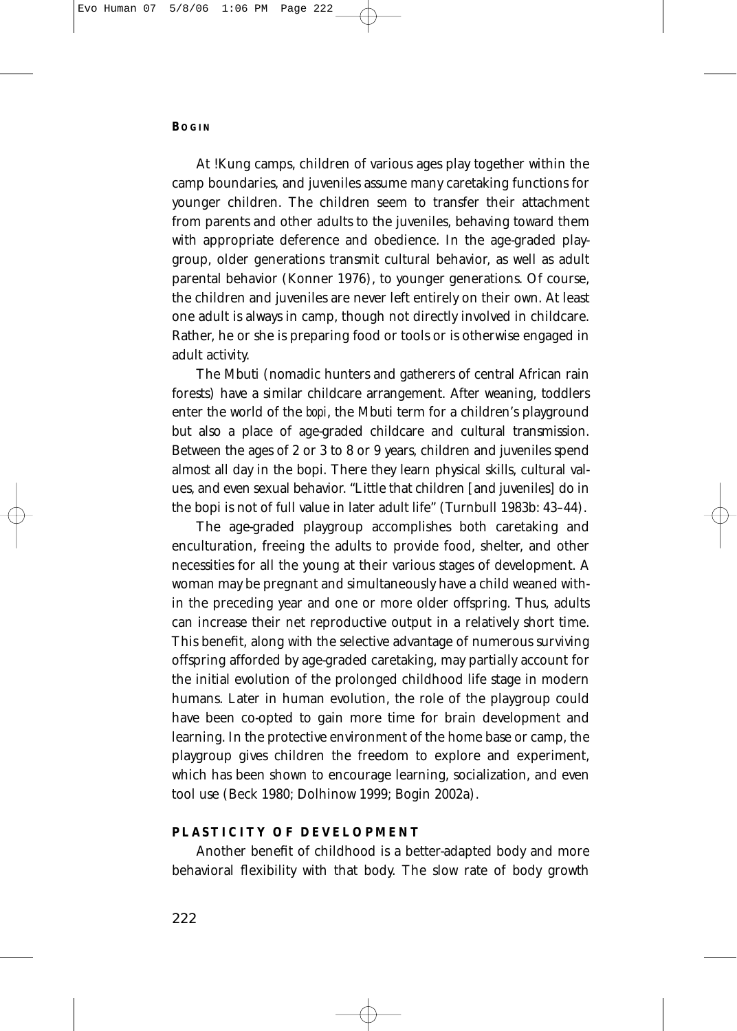At !Kung camps, children of various ages play together within the camp boundaries, and juveniles assume many caretaking functions for younger children. The children seem to transfer their attachment from parents and other adults to the juveniles, behaving toward them with appropriate deference and obedience. In the age-graded playgroup, older generations transmit cultural behavior, as well as adult parental behavior (Konner 1976), to younger generations. Of course, the children and juveniles are never left entirely on their own. At least one adult is always in camp, though not directly involved in childcare. Rather, he or she is preparing food or tools or is otherwise engaged in adult activity.

The Mbuti (nomadic hunters and gatherers of central African rain forests) have a similar childcare arrangement. After weaning, toddlers enter the world of the *bopi*, the Mbuti term for a children's playground but also a place of age-graded childcare and cultural transmission. Between the ages of 2 or 3 to 8 or 9 years, children and juveniles spend almost all day in the bopi. There they learn physical skills, cultural values, and even sexual behavior. "Little that children [and juveniles] do in the bopi is not of full value in later adult life" (Turnbull 1983b: 43–44).

The age-graded playgroup accomplishes both caretaking and enculturation, freeing the adults to provide food, shelter, and other necessities for all the young at their various stages of development. A woman may be pregnant and simultaneously have a child weaned within the preceding year and one or more older offspring. Thus, adults can increase their net reproductive output in a relatively short time. This benefit, along with the selective advantage of numerous surviving offspring afforded by age-graded caretaking, may partially account for the initial evolution of the prolonged childhood life stage in modern humans. Later in human evolution, the role of the playgroup could have been co-opted to gain more time for brain development and learning. In the protective environment of the home base or camp, the playgroup gives children the freedom to explore and experiment, which has been shown to encourage learning, socialization, and even tool use (Beck 1980; Dolhinow 1999; Bogin 2002a).

## PLASTICITY OF DEVELOPMENT

Another benefit of childhood is a better-adapted body and more behavioral flexibility with that body. The slow rate of body growth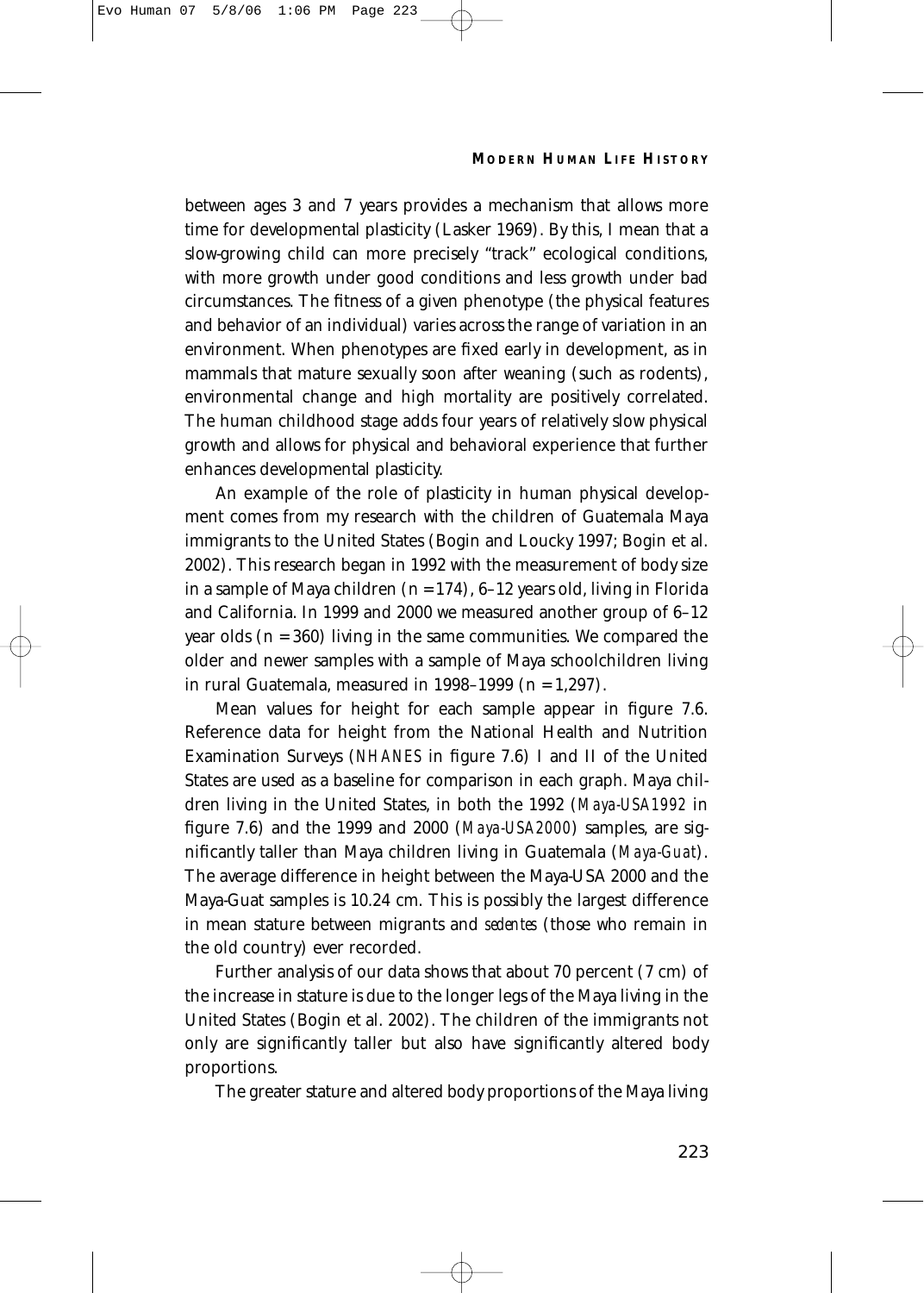between ages 3 and 7 years provides a mechanism that allows more time for developmental plasticity (Lasker 1969). By this, I mean that a slow-growing child can more precisely "track" ecological conditions, with more growth under good conditions and less growth under bad circumstances. The fitness of a given phenotype (the physical features and behavior of an individual) varies across the range of variation in an environment. When phenotypes are fixed early in development, as in mammals that mature sexually soon after weaning (such as rodents), environmental change and high mortality are positively correlated. The human childhood stage adds four years of relatively slow physical growth and allows for physical and behavioral experience that further enhances developmental plasticity.

An example of the role of plasticity in human physical development comes from my research with the children of Guatemala Maya immigrants to the United States (Bogin and Loucky 1997; Bogin et al. 2002). This research began in 1992 with the measurement of body size in a sample of Maya children ($n = 174$), 6–12 years old, living in Florida and California. In 1999 and 2000 we measured another group of 6–12 year olds ($n = 360$) living in the same communities. We compared the older and newer samples with a sample of Maya schoolchildren living in rural Guatemala, measured in 1998–1999 ($n = 1,297$).

Mean values for height for each sample appear in figure 7.6. Reference data for height from the National Health and Nutrition Examination Surveys (*NHANES* in figure 7.6) I and II of the United States are used as a baseline for comparison in each graph. Maya children living in the United States, in both the 1992 (*Maya-USA1992* in figure 7.6) and the 1999 and 2000 (*Maya-USA2000*) samples, are significantly taller than Maya children living in Guatemala (*Maya-Guat*). The average difference in height between the Maya-USA 2000 and the Maya-Guat samples is 10.24 cm. This is possibly the largest difference in mean stature between migrants and *sedentes* (those who remain in the old country) ever recorded.

Further analysis of our data shows that about 70 percent (7 cm) of the increase in stature is due to the longer legs of the Maya living in the United States (Bogin et al. 2002). The children of the immigrants not only are significantly taller but also have significantly altered body proportions.

The greater stature and altered body proportions of the Maya living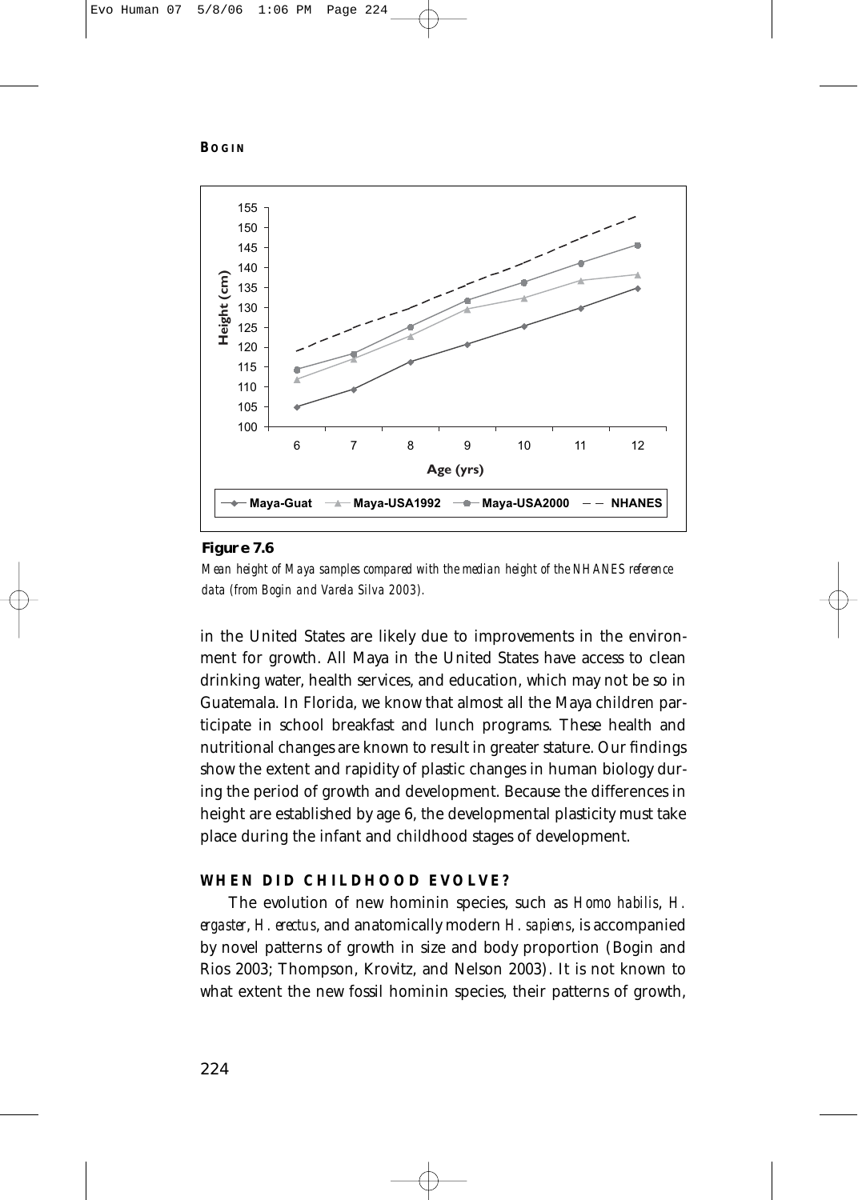**Figure 7.6**

*Mean height of Maya samples compared with the median height of the NHANES reference data (from Bogin and Varela Silva 2003).*

in the United States are likely due to improvements in the environment for growth. All Maya in the United States have access to clean drinking water, health services, and education, which may not be so in Guatemala. In Florida, we know that almost all the Maya children participate in school breakfast and lunch programs. These health and nutritional changes are known to result in greater stature. Our findings show the extent and rapidity of plastic changes in human biology during the period of growth and development. Because the differences in height are established by age 6, the developmental plasticity must take place during the infant and childhood stages of development.

## WHEN DID CHILDHOOD EVOLVE?

The evolution of new hominin species, such as *Homo habilis*, *H. ergaster*, *H. erectus*, and anatomically modern *H. sapiens*, is accompanied by novel patterns of growth in size and body proportion (Bogin and Rios 2003; Thompson, Krovitz, and Nelson 2003). It is not known to what extent the new fossil hominin species, their patterns of growth,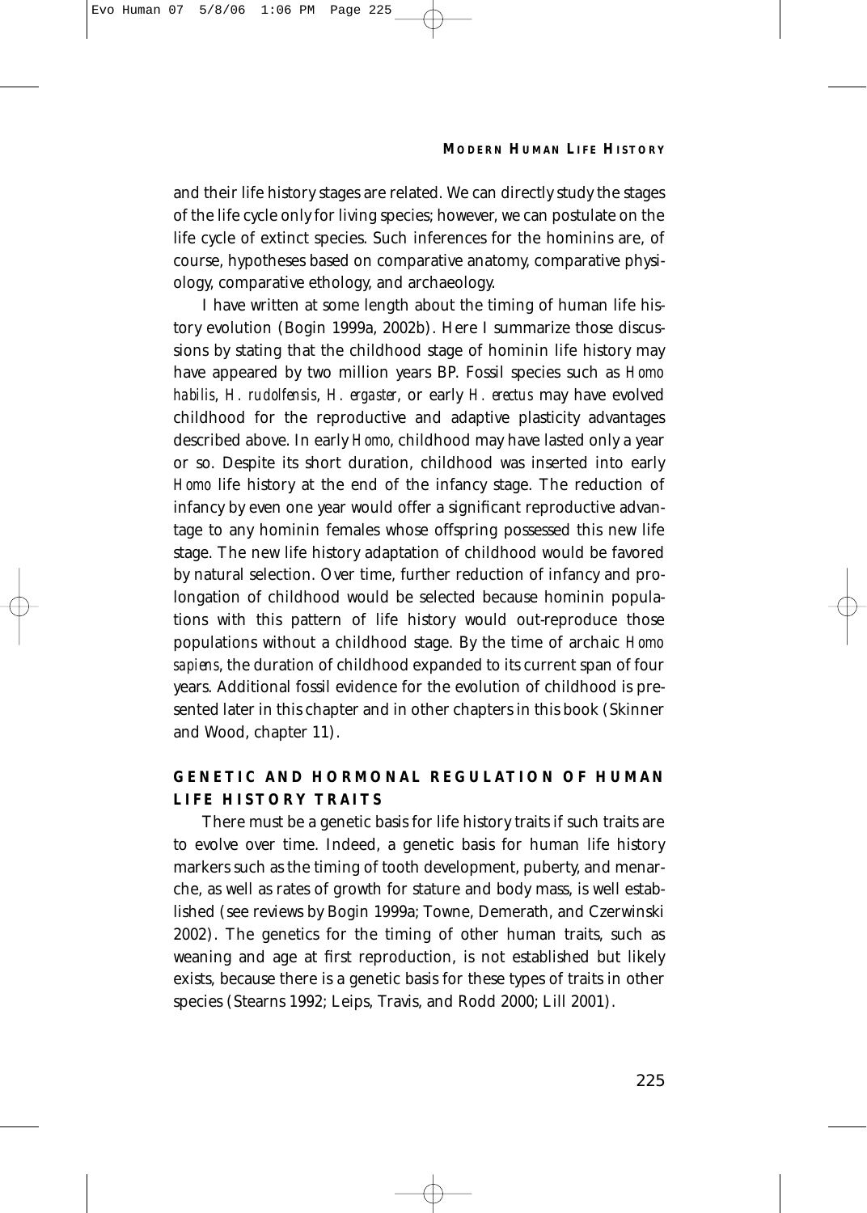and their life history stages are related. We can directly study the stages of the life cycle only for living species; however, we can postulate on the life cycle of extinct species. Such inferences for the hominins are, of course, hypotheses based on comparative anatomy, comparative physiology, comparative ethology, and archaeology.

I have written at some length about the timing of human life history evolution (Bogin 1999a, 2002b). Here I summarize those discussions by stating that the childhood stage of hominin life history may have appeared by two million years BP. Fossil species such as *Homo habilis*, *H. rudolfensis*, *H. ergaster*, or early *H. erectus* may have evolved childhood for the reproductive and adaptive plasticity advantages described above. In early *Homo*, childhood may have lasted only a year or so. Despite its short duration, childhood was inserted into early *Homo* life history at the end of the infancy stage. The reduction of infancy by even one year would offer a significant reproductive advantage to any hominin females whose offspring possessed this new life stage. The new life history adaptation of childhood would be favored by natural selection. Over time, further reduction of infancy and prolongation of childhood would be selected because hominin populations with this pattern of life history would out-reproduce those populations without a childhood stage. By the time of archaic *Homo sapiens*, the duration of childhood expanded to its current span of four years. Additional fossil evidence for the evolution of childhood is presented later in this chapter and in other chapters in this book (Skinner and Wood, chapter 11).

## GENETIC AND HORMONAL REGULATION OF HUMAN LIFE HISTORY TRAITS

There must be a genetic basis for life history traits if such traits are to evolve over time. Indeed, a genetic basis for human life history markers such as the timing of tooth development, puberty, and menarche, as well as rates of growth for stature and body mass, is well established (see reviews by Bogin 1999a; Towne, Demerath, and Czerwinski 2002). The genetics for the timing of other human traits, such as weaning and age at first reproduction, is not established but likely exists, because there is a genetic basis for these types of traits in other species (Stearns 1992; Leips, Travis, and Rodd 2000; Lill 2001).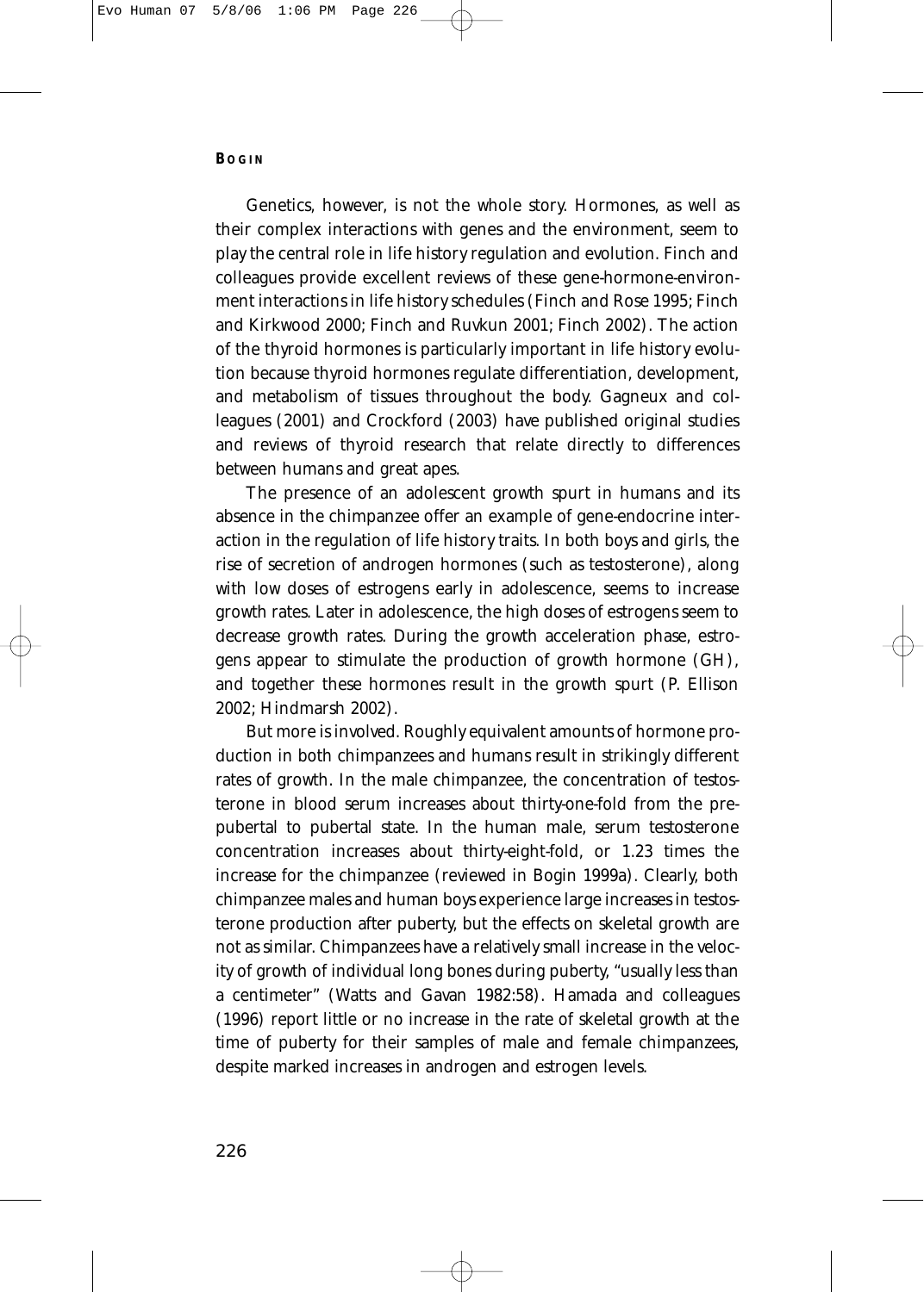Genetics, however, is not the whole story. Hormones, as well as their complex interactions with genes and the environment, seem to play the central role in life history regulation and evolution. Finch and colleagues provide excellent reviews of these gene-hormone-environment interactions in life history schedules (Finch and Rose 1995; Finch and Kirkwood 2000; Finch and Ruvkun 2001; Finch 2002). The action of the thyroid hormones is particularly important in life history evolution because thyroid hormones regulate differentiation, development, and metabolism of tissues throughout the body. Gagneux and colleagues (2001) and Crockford (2003) have published original studies and reviews of thyroid research that relate directly to differences between humans and great apes.

The presence of an adolescent growth spurt in humans and its absence in the chimpanzee offer an example of gene-endocrine interaction in the regulation of life history traits. In both boys and girls, the rise of secretion of androgen hormones (such as testosterone), along with low doses of estrogens early in adolescence, seems to increase growth rates. Later in adolescence, the high doses of estrogens seem to decrease growth rates. During the growth acceleration phase, estrogens appear to stimulate the production of growth hormone (GH), and together these hormones result in the growth spurt (P. Ellison 2002; Hindmarsh 2002).

But more is involved. Roughly equivalent amounts of hormone production in both chimpanzees and humans result in strikingly different rates of growth. In the male chimpanzee, the concentration of testosterone in blood serum increases about thirty-one-fold from the prepubertal to pubertal state. In the human male, serum testosterone concentration increases about thirty-eight-fold, or 1.23 times the increase for the chimpanzee (reviewed in Bogin 1999a). Clearly, both chimpanzee males and human boys experience large increases in testosterone production after puberty, but the effects on skeletal growth are not as similar. Chimpanzees have a relatively small increase in the velocity of growth of individual long bones during puberty, "usually less than a centimeter" (Watts and Gavan 1982:58). Hamada and colleagues (1996) report little or no increase in the rate of skeletal growth at the time of puberty for their samples of male and female chimpanzees, despite marked increases in androgen and estrogen levels.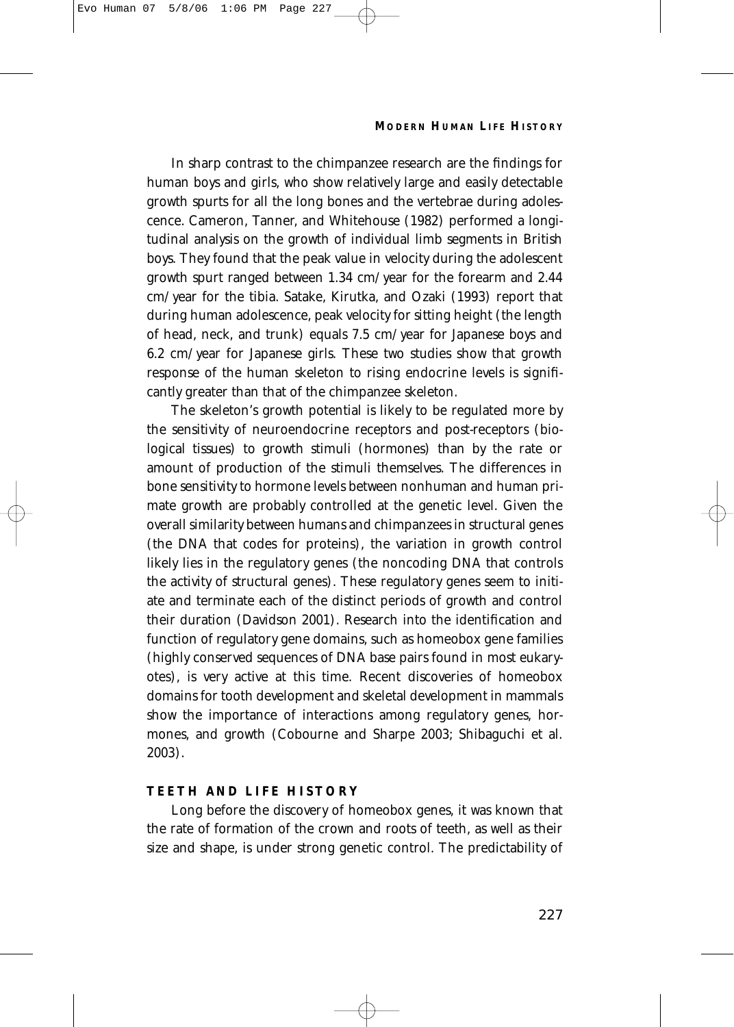In sharp contrast to the chimpanzee research are the findings for human boys and girls, who show relatively large and easily detectable growth spurts for all the long bones and the vertebrae during adolescence. Cameron, Tanner, and Whitehouse (1982) performed a longitudinal analysis on the growth of individual limb segments in British boys. They found that the peak value in velocity during the adolescent growth spurt ranged between 1.34 cm/year for the forearm and 2.44 cm/year for the tibia. Satake, Kirutka, and Ozaki (1993) report that during human adolescence, peak velocity for sitting height (the length of head, neck, and trunk) equals 7.5 cm/year for Japanese boys and 6.2 cm/year for Japanese girls. These two studies show that growth response of the human skeleton to rising endocrine levels is significantly greater than that of the chimpanzee skeleton.

The skeleton's growth potential is likely to be regulated more by the sensitivity of neuroendocrine receptors and post-receptors (biological tissues) to growth stimuli (hormones) than by the rate or amount of production of the stimuli themselves. The differences in bone sensitivity to hormone levels between nonhuman and human primate growth are probably controlled at the genetic level. Given the overall similarity between humans and chimpanzees in structural genes (the DNA that codes for proteins), the variation in growth control likely lies in the regulatory genes (the noncoding DNA that controls the activity of structural genes). These regulatory genes seem to initiate and terminate each of the distinct periods of growth and control their duration (Davidson 2001). Research into the identification and function of regulatory gene domains, such as homeobox gene families (highly conserved sequences of DNA base pairs found in most eukaryotes), is very active at this time. Recent discoveries of homeobox domains for tooth development and skeletal development in mammals show the importance of interactions among regulatory genes, hormones, and growth (Cobourne and Sharpe 2003; Shibaguchi et al. 2003).

### TEETH AND LIFE HISTORY

Long before the discovery of homeobox genes, it was known that the rate of formation of the crown and roots of teeth, as well as their size and shape, is under strong genetic control. The predictability of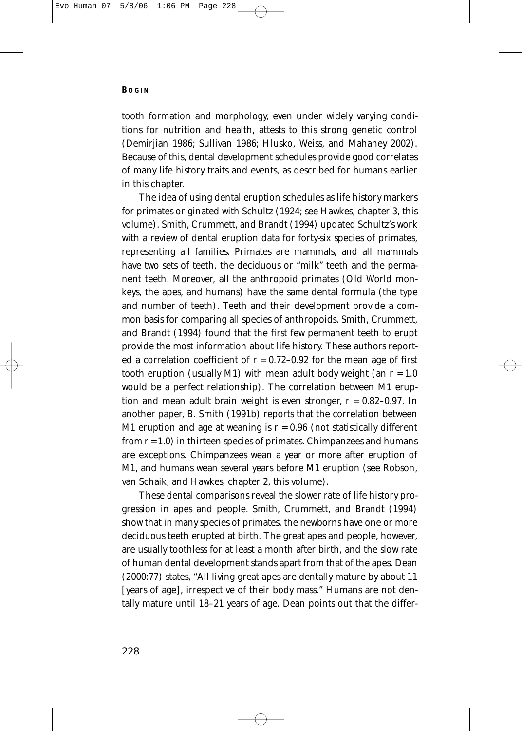tooth formation and morphology, even under widely varying conditions for nutrition and health, attests to this strong genetic control (Demirjian 1986; Sullivan 1986; Hlusko, Weiss, and Mahaney 2002). Because of this, dental development schedules provide good correlates of many life history traits and events, as described for humans earlier in this chapter.

The idea of using dental eruption schedules as life history markers for primates originated with Schultz (1924; see Hawkes, chapter 3, this volume). Smith, Crummett, and Brandt (1994) updated Schultz's work with a review of dental eruption data for forty-six species of primates, representing all families. Primates are mammals, and all mammals have two sets of teeth, the deciduous or "milk" teeth and the permanent teeth. Moreover, all the anthropoid primates (Old World monkeys, the apes, and humans) have the same dental formula (the type and number of teeth). Teeth and their development provide a common basis for comparing all species of anthropoids. Smith, Crummett, and Brandt (1994) found that the first few permanent teeth to erupt provide the most information about life history. These authors reported a correlation coefficient of $r = 0.72–0.92$ for the mean age of first tooth eruption (usually M1) with mean adult body weight (an $r = 1.0$ would be a perfect relationship). The correlation between M1 eruption and mean adult brain weight is even stronger, $r = 0.82–0.97$. In another paper, B. Smith (1991b) reports that the correlation between M1 eruption and age at weaning is $r = 0.96$ (not statistically different from $r = 1.0$) in thirteen species of primates. Chimpanzees and humans are exceptions. Chimpanzees wean a year or more after eruption of M1, and humans wean several years before M1 eruption (see Robson, van Schaik, and Hawkes, chapter 2, this volume).

These dental comparisons reveal the slower rate of life history progression in apes and people. Smith, Crummett, and Brandt (1994) show that in many species of primates, the newborns have one or more deciduous teeth erupted at birth. The great apes and people, however, are usually toothless for at least a month after birth, and the slow rate of human dental development stands apart from that of the apes. Dean (2000:77) states, "All living great apes are dentally mature by about 11 [years of age], irrespective of their body mass." Humans are not dentally mature until 18–21 years of age. Dean points out that the differ-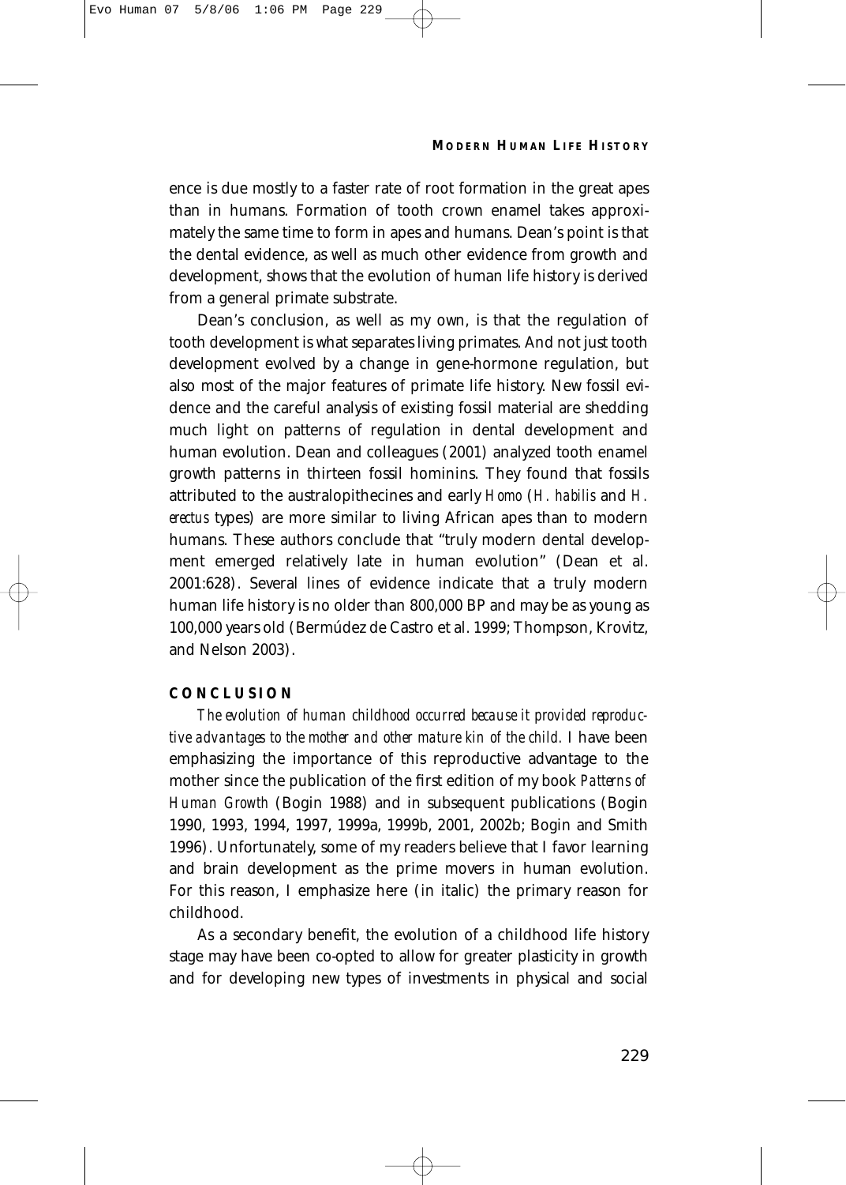ence is due mostly to a faster rate of root formation in the great apes than in humans. Formation of tooth crown enamel takes approximately the same time to form in apes and humans. Dean's point is that the dental evidence, as well as much other evidence from growth and development, shows that the evolution of human life history is derived from a general primate substrate.

Dean's conclusion, as well as my own, is that the regulation of tooth development is what separates living primates. And not just tooth development evolved by a change in gene-hormone regulation, but also most of the major features of primate life history. New fossil evidence and the careful analysis of existing fossil material are shedding much light on patterns of regulation in dental development and human evolution. Dean and colleagues (2001) analyzed tooth enamel growth patterns in thirteen fossil hominins. They found that fossils attributed to the australopithecines and early *Homo* (*H. habilis* and *H. erectus* types) are more similar to living African apes than to modern humans. These authors conclude that "truly modern dental development emerged relatively late in human evolution" (Dean et al. 2001:628). Several lines of evidence indicate that a truly modern human life history is no older than 800,000 BP and may be as young as 100,000 years old (Bermúdez de Castro et al. 1999; Thompson, Krovitz, and Nelson 2003).

## CONCLUSION

*The evolution of human childhood occurred because it provided reproductive advantages to the mother and other mature kin of the child.* I have been emphasizing the importance of this reproductive advantage to the mother since the publication of the first edition of my book *Patterns of Human Growth* (Bogin 1988) and in subsequent publications (Bogin 1990, 1993, 1994, 1997, 1999a, 1999b, 2001, 2002b; Bogin and Smith 1996). Unfortunately, some of my readers believe that I favor learning and brain development as the prime movers in human evolution. For this reason, I emphasize here (in italic) the primary reason for childhood.

As a secondary benefit, the evolution of a childhood life history stage may have been co-opted to allow for greater plasticity in growth and for developing new types of investments in physical and social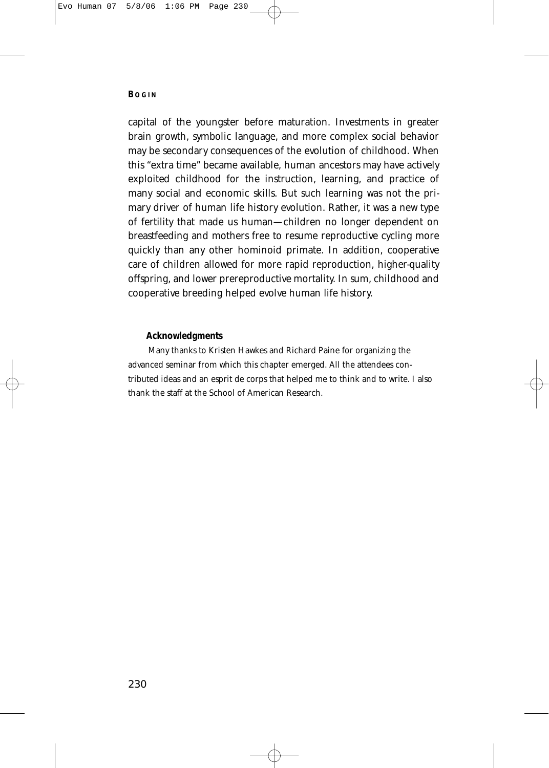capital of the youngster before maturation. Investments in greater brain growth, symbolic language, and more complex social behavior may be secondary consequences of the evolution of childhood. When this "extra time" became available, human ancestors may have actively exploited childhood for the instruction, learning, and practice of many social and economic skills. But such learning was not the primary driver of human life history evolution. Rather, it was a new type of fertility that made us human—children no longer dependent on breastfeeding and mothers free to resume reproductive cycling more quickly than any other hominoid primate. In addition, cooperative care of children allowed for more rapid reproduction, higher-quality offspring, and lower prereproductive mortality. In sum, childhood and cooperative breeding helped evolve human life history.

**Acknowledgments**

Many thanks to Kristen Hawkes and Richard Paine for organizing the advanced seminar from which this chapter emerged. All the attendees contributed ideas and an esprit de corps that helped me to think and to write. I also thank the staff at the School of American Research.